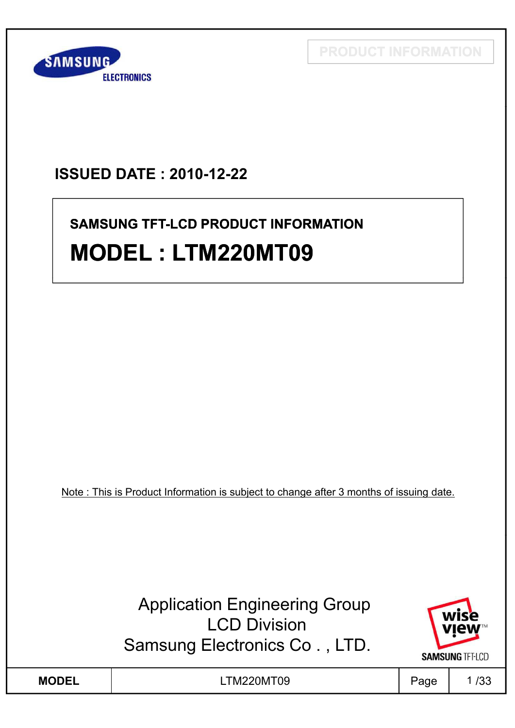PRODUCT INFORMATION

**ISSUED DATE : 2010-12-22**

**SAMSUNG TFT-LCD PRODUCT INFORMATION**

# MODEL : LTM220MT09

Note : This is Product Information is subject to change after 3 months of issuing date.

Application Engineering Group
LCD Division
Samsung Electronics Co . , LTD.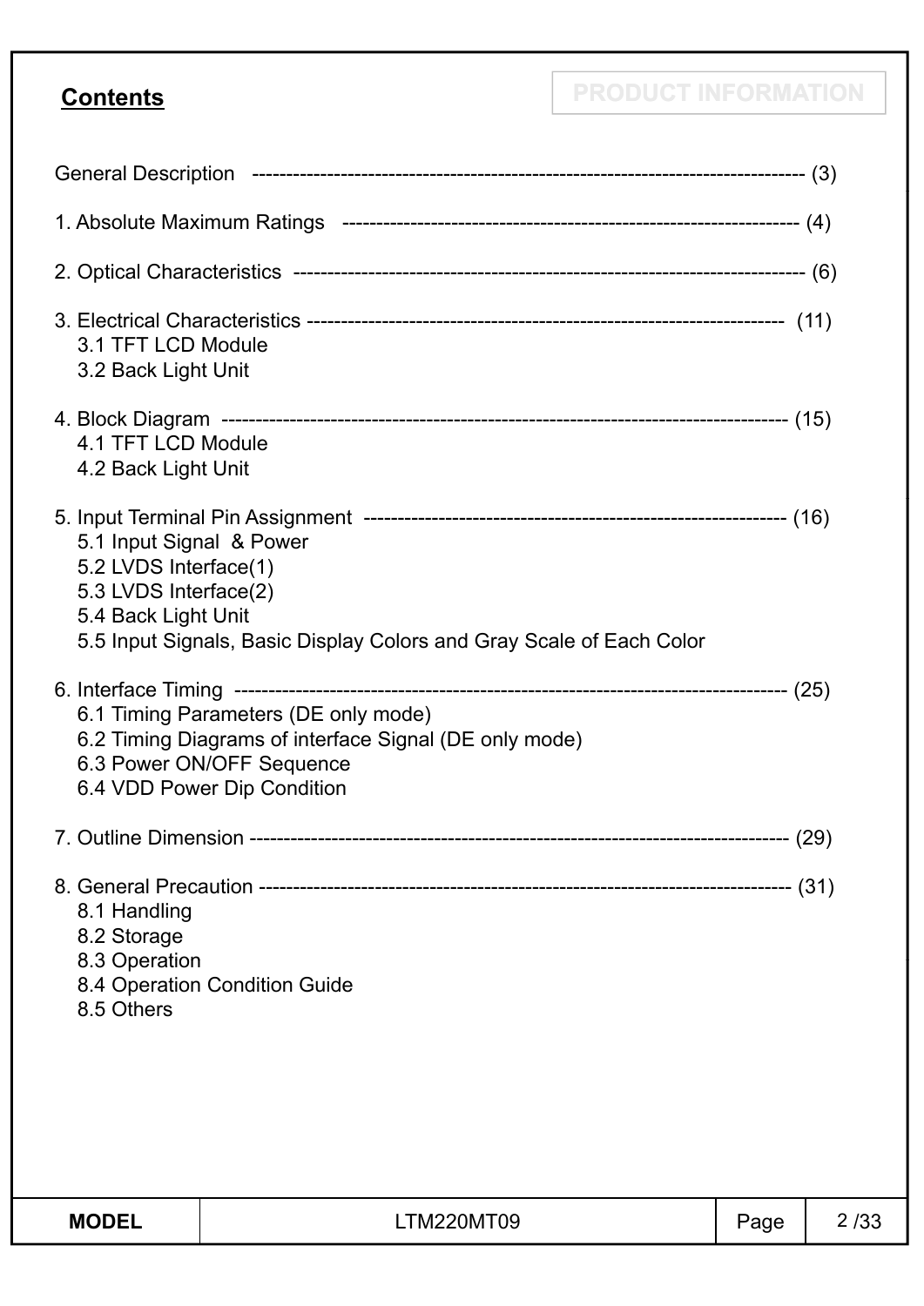## Contents

PRODUCT INFORMATION

General Description ------------------------------------------------------------------------------- (3)

1. Absolute Maximum Ratings ------------------------------------------------------------------- (4)

2. Optical Characteristics ---------------------------------------------------------------------------- (6)

3. Electrical Characteristics ---------------------------------------------------------------------- (11)
   - 3.1 TFT LCD Module
   - 3.2 Back Light Unit

4. Block Diagram --------------------------------------------------------------------------------- (15)
   - 4.1 TFT LCD Module
   - 4.2 Back Light Unit

5. Input Terminal Pin Assignment ------------------------------------------------------------- (16)
   - 5.1 Input Signal & Power
   - 5.2 LVDS Interface(1)
   - 5.3 LVDS Interface(2)
   - 5.4 Back Light Unit
   - 5.5 Input Signals, Basic Display Colors and Gray Scale of Each Color

6. Interface Timing ------------------------------------------------------------------------------ (25)
   - 6.1 Timing Parameters (DE only mode)
   - 6.2 Timing Diagrams of interface Signal (DE only mode)
   - 6.3 Power ON/OFF Sequence
   - 6.4 VDD Power Dip Condition

7. Outline Dimension ----------------------------------------------------------------------------- (29)

8. General Precaution ---------------------------------------------------------------------------- (31)
   - 8.1 Handling
   - 8.2 Storage
   - 8.3 Operation
   - 8.4 Operation Condition Guide
   - 8.5 Others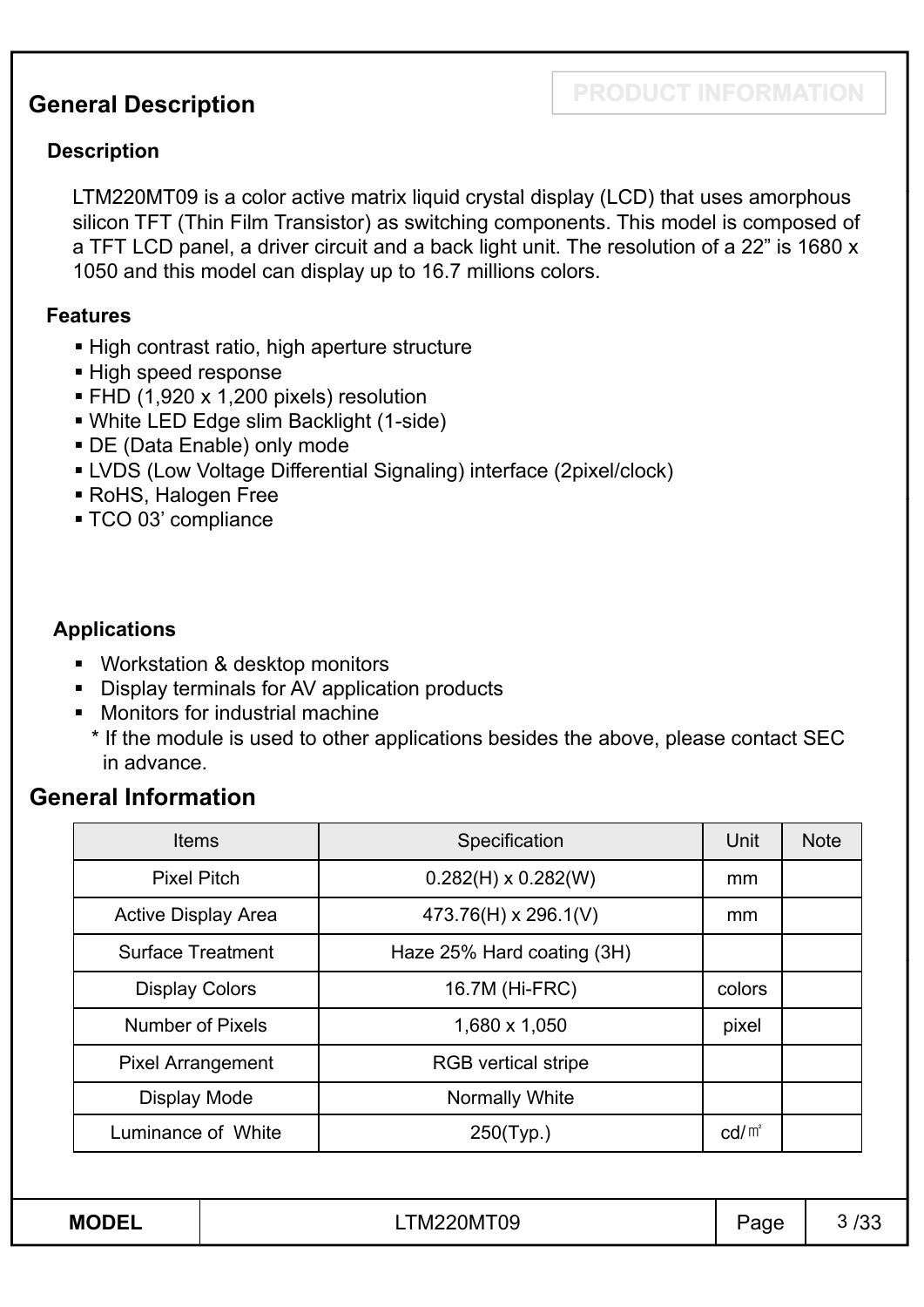PRODUCT INFORMATION

## General Description

### Description

LTM220MT09 is a color active matrix liquid crystal display (LCD) that uses amorphous silicon TFT (Thin Film Transistor) as switching components. This model is composed of a TFT LCD panel, a driver circuit and a back light unit. The resolution of a 22" is 1680 x 1050 and this model can display up to 16.7 millions colors.

### Features

- High contrast ratio, high aperture structure
- High speed response
- FHD (1,920 x 1,200 pixels) resolution
- White LED Edge slim Backlight (1-side)
- DE (Data Enable) only mode
- LVDS (Low Voltage Differential Signaling) interface (2pixel/clock)
- RoHS, Halogen Free
- TCO 03' compliance

### Applications

- Workstation & desktop monitors
- Display terminals for AV application products
- Monitors for industrial machine

  * If the module is used to other applications besides the above, please contact SEC in advance.

## General Information

| Items | Specification | Unit | Note |
|---|---|---|---|
| Pixel Pitch | 0.282(H) x 0.282(W) | mm | |
| Active Display Area | 473.76(H) x 296.1(V) | mm | |
| Surface Treatment | Haze 25% Hard coating (3H) | | |
| Display Colors | 16.7M (Hi-FRC) | colors | |
| Number of Pixels | 1,680 x 1,050 | pixel | |
| Pixel Arrangement | RGB vertical stripe | | |
| Display Mode | Normally White | | |
| Luminance of White | 250(Typ.) | cd/㎡ | |

| MODEL | LTM220MT09 |
|---|---|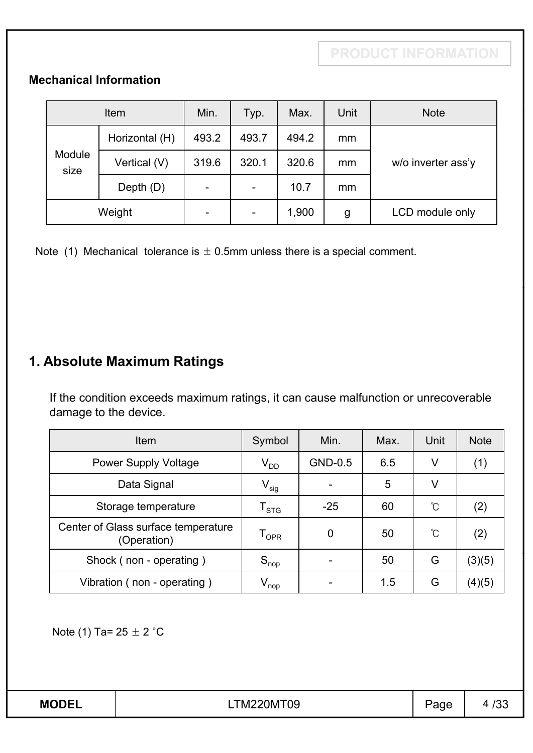PRODUCT INFORMATION

**Mechanical Information**

| Item | | Min. | Typ. | Max. | Unit | Note |
|---|---|---|---|---|---|---|
| Module size | Horizontal (H) | 493.2 | 493.7 | 494.2 | mm | w/o inverter ass'y |
| | Vertical (V) | 319.6 | 320.1 | 320.6 | mm | |
| | Depth (D) | - | - | 10.7 | mm | |
| Weight | | - | - | 1,900 | g | LCD module only |

Note (1) Mechanical tolerance is ± 0.5mm unless there is a special comment.

## 1. Absolute Maximum Ratings

If the condition exceeds maximum ratings, it can cause malfunction or unrecoverable damage to the device.

| Item | Symbol | Min. | Max. | Unit | Note |
|---|---|---|---|---|---|
| Power Supply Voltage | $V_{DD}$ | GND-0.5 | 6.5 | V | (1) |
| Data Signal | $V_{sig}$ | - | 5 | V | |
| Storage temperature | $T_{STG}$ | -25 | 60 | ℃ | (2) |
| Center of Glass surface temperature (Operation) | $T_{OPR}$ | 0 | 50 | ℃ | (2) |
| Shock ( non - operating ) | $S_{nop}$ | - | 50 | G | (3)(5) |
| Vibration ( non - operating ) | $V_{nop}$ | - | 1.5 | G | (4)(5) |

Note (1) Ta= 25 ± 2 °C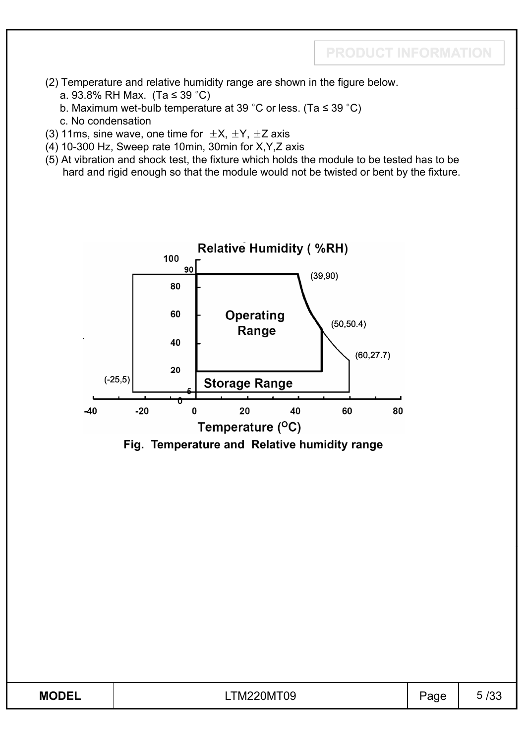(2) Temperature and relative humidity range are shown in the figure below.
   a. 93.8% RH Max. (Ta ≤ 39 °C)
   b. Maximum wet-bulb temperature at 39 °C or less. (Ta ≤ 39 °C)
   c. No condensation

(3) 11ms, sine wave, one time for ±X, ±Y, ±Z axis

(4) 10-300 Hz, Sweep rate 10min, 30min for X,Y,Z axis

(5) At vibration and shock test, the fixture which holds the module to be tested has to be hard and rigid enough so that the module would not be twisted or bent by the fixture.

Fig. Temperature and Relative humidity range

| MODEL | LTM220MT09 |
| --- | --- |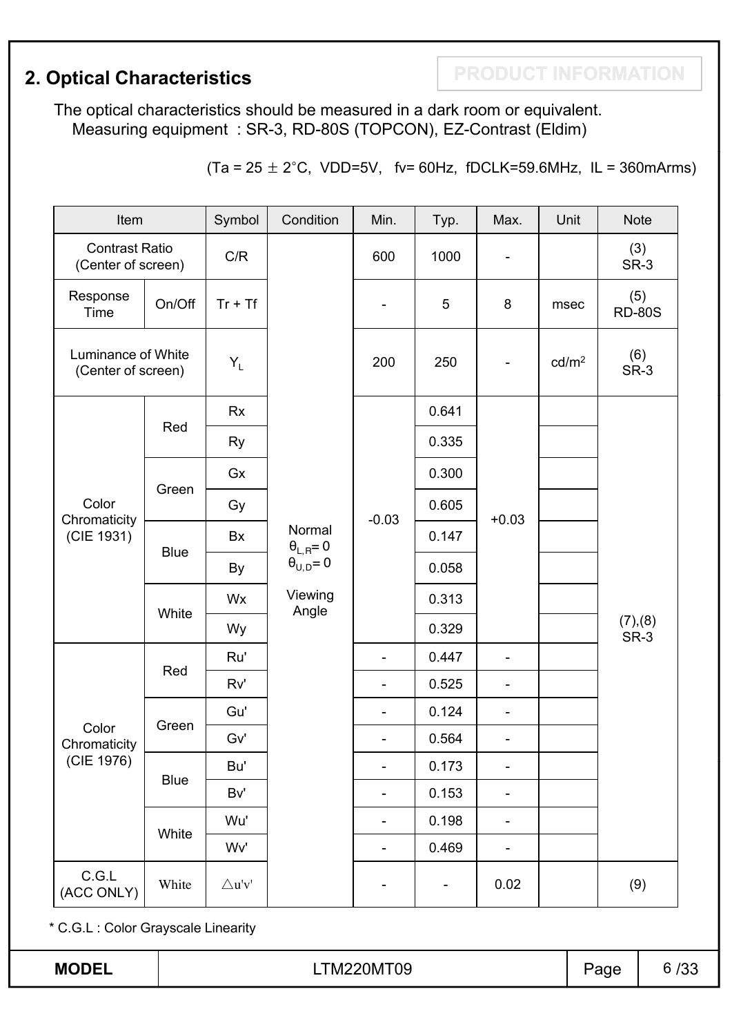## 2. Optical Characteristics

PRODUCT INFORMATION

The optical characteristics should be measured in a dark room or equivalent.
Measuring equipment : SR-3, RD-80S (TOPCON), EZ-Contrast (Eldim)

(Ta = 25 ± 2°C, VDD=5V, fv= 60Hz, fDCLK=59.6MHz, IL = 360mArms)

| Item | | Symbol | Condition | Min. | Typ. | Max. | Unit | Note |
|---|---|---|---|---|---|---|---|---|
| Contrast Ratio (Center of screen) | | C/R | Normal $\theta_{L,R}=0$ $\theta_{U,D}=0$ Viewing Angle | 600 | 1000 | - | | (3) SR-3 |
| Response Time | On/Off | Tr + Tf | | - | 5 | 8 | msec | (5) RD-80S |
| Luminance of White (Center of screen) | | $Y_L$ | | 200 | 250 | - | cd/m² | (6) SR-3 |
| Color Chromaticity (CIE 1931) | Red | Rx | | -0.03 | 0.641 | +0.03 | | (7),(8) SR-3 |
| | | Ry | | | 0.335 | | | |
| | Green | Gx | | | 0.300 | | | |
| | | Gy | | | 0.605 | | | |
| | Blue | Bx | | | 0.147 | | | |
| | | By | | | 0.058 | | | |
| | White | Wx | | | 0.313 | | | |
| | | Wy | | | 0.329 | | | |
| Color Chromaticity (CIE 1976) | Red | Ru' | | - | 0.447 | - | | |
| | | Rv' | | - | 0.525 | - | | |
| | Green | Gu' | | - | 0.124 | - | | |
| | | Gv' | | - | 0.564 | - | | |
| | Blue | Bu' | | - | 0.173 | - | | |
| | | Bv' | | - | 0.153 | - | | |
| | White | Wu' | | - | 0.198 | - | | |
| | | Wv' | | - | 0.469 | - | | |
| C.G.L (ACC ONLY) | White | △u'v' | | - | - | 0.02 | | (9) |

* C.G.L : Color Grayscale Linearity

| MODEL | LTM220MT09 |
|---|---|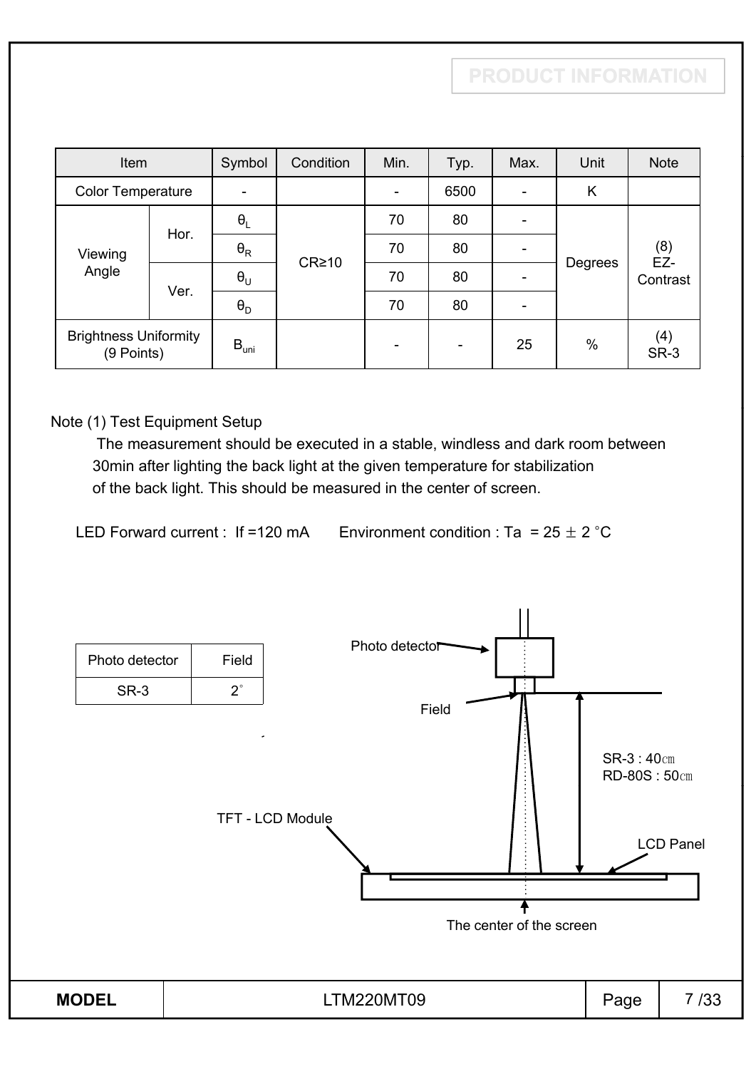| Item | | Symbol | Condition | Min. | Typ. | Max. | Unit | Note |
|---|---|---|---|---|---|---|---|---|
| Color Temperature | | - | | - | 6500 | - | K | |
| Viewing Angle | Hor. | $\theta_L$ | CR≥10 | 70 | 80 | - | Degrees | (8) EZ-Contrast |
| | | $\theta_R$ | | 70 | 80 | - | | |
| | Ver. | $\theta_U$ | | 70 | 80 | - | | |
| | | $\theta_D$ | | 70 | 80 | - | | |
| Brightness Uniformity (9 Points) | | $B_{uni}$ | | - | - | 25 | % | (4) SR-3 |

Note (1) Test Equipment Setup

The measurement should be executed in a stable, windless and dark room between 30min after lighting the back light at the given temperature for stabilization of the back light. This should be measured in the center of screen.

LED Forward current : If =120 mA      Environment condition : Ta = 25 ± 2 °C

| Photo detector | Field |
|---|---|
| SR-3 | 2° |

Photo detector

Field

SR-3 : 40㎝
RD-80S : 50㎝

TFT - LCD Module

LCD Panel

The center of the screen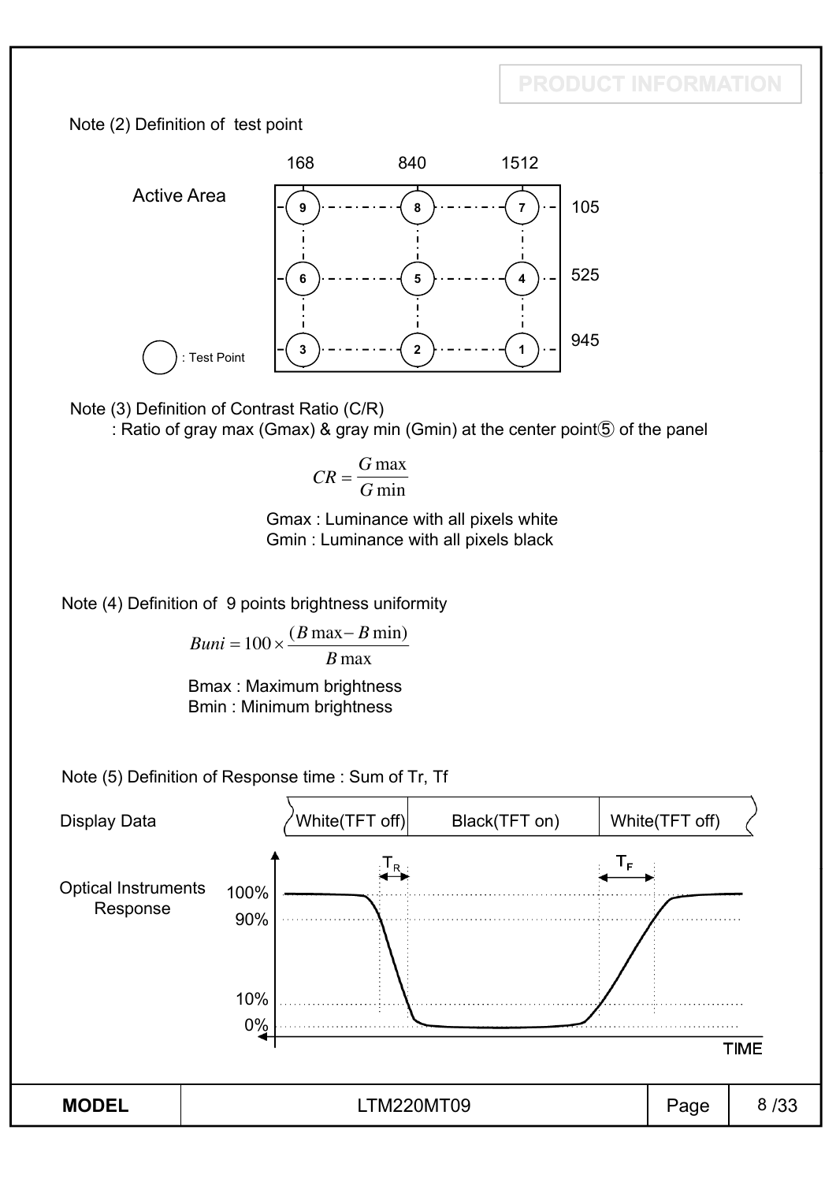Note (2) Definition of test point

| | 168 | 840 | 1512 | |
|---|---|---|---|---|
| Active Area | 9 | 8 | 7 | 105 |
| | 6 | 5 | 4 | 525 |
| | 3 | 2 | 1 | 945 |

○ : Test Point

Note (3) Definition of Contrast Ratio (C/R)

: Ratio of gray max (Gmax) & gray min (Gmin) at the center point⑤ of the panel

$$CR = \frac{G\max}{G\min}$$

Gmax : Luminance with all pixels white
Gmin : Luminance with all pixels black

Note (4) Definition of 9 points brightness uniformity

$$Buni = 100 \times \frac{(B\max - B\min)}{B\max}$$

Bmax : Maximum brightness
Bmin : Minimum brightness

Note (5) Definition of Response time : Sum of Tr, Tf

Display Data: White(TFT off) | Black(TFT on) | White(TFT off)

Optical Instruments Response: 100%, 90%, 10%, 0% — $T_R$, $T_F$ — TIME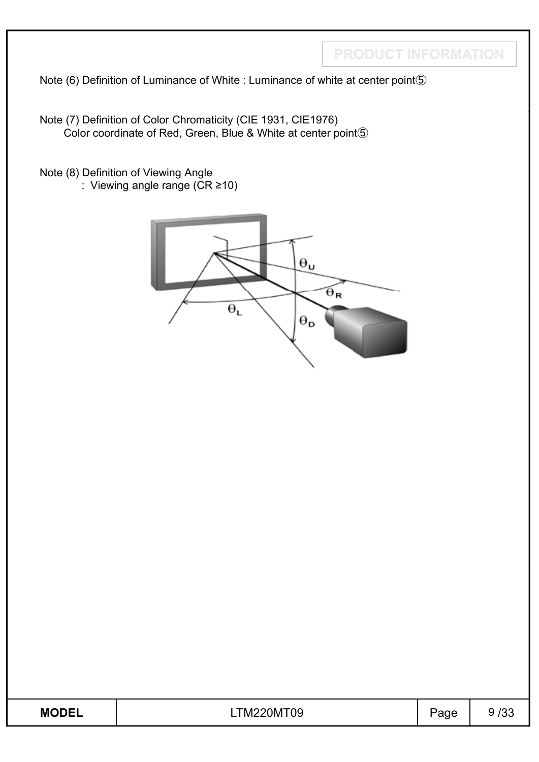Note (6) Definition of Luminance of White : Luminance of white at center point⑤

Note (7) Definition of Color Chromaticity (CIE 1931, CIE1976)
Color coordinate of Red, Green, Blue & White at center point⑤

Note (8) Definition of Viewing Angle
: Viewing angle range (CR ≥10)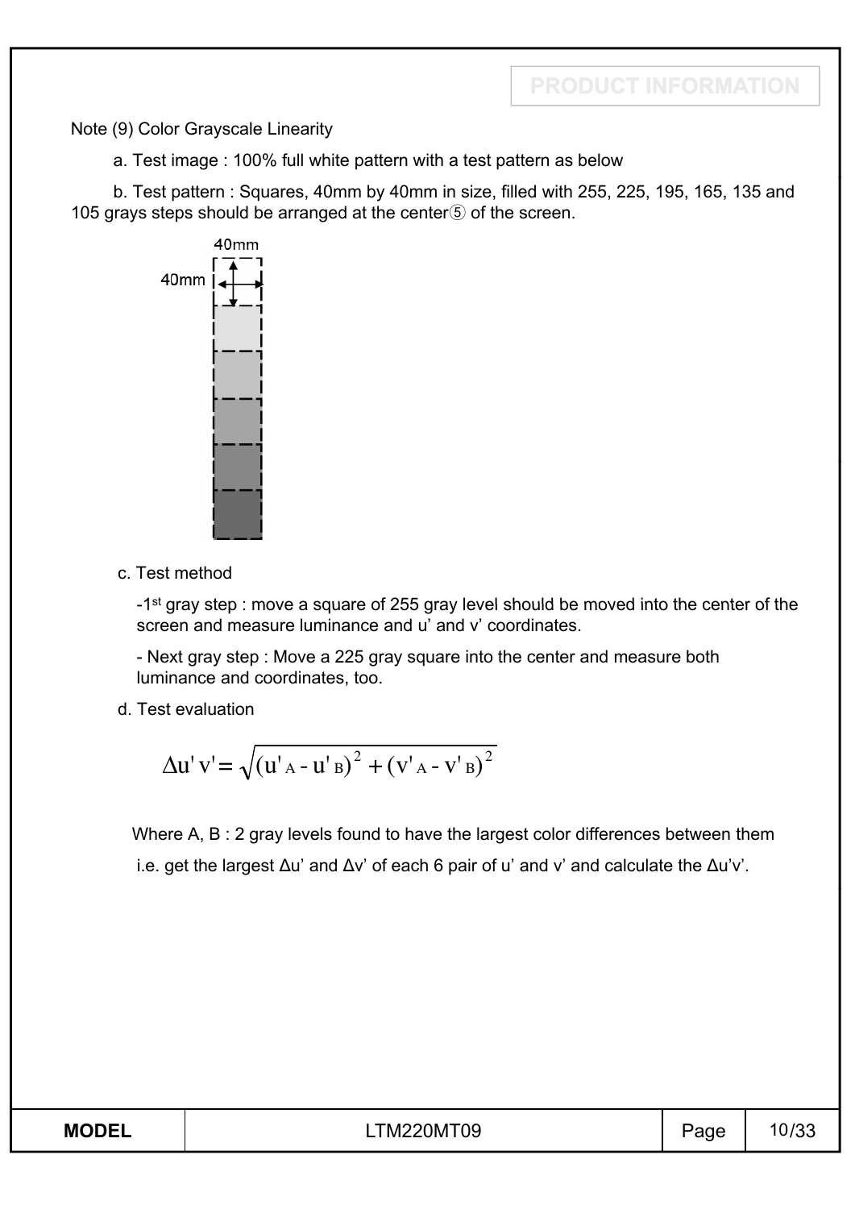Note (9) Color Grayscale Linearity

a. Test image : 100% full white pattern with a test pattern as below

b. Test pattern : Squares, 40mm by 40mm in size, filled with 255, 225, 195, 165, 135 and 105 grays steps should be arranged at the center⑤ of the screen.

c. Test method

-1st gray step : move a square of 255 gray level should be moved into the center of the screen and measure luminance and u' and v' coordinates.

- Next gray step : Move a 225 gray square into the center and measure both luminance and coordinates, too.

d. Test evaluation

$$\Delta u'v' = \sqrt{(u'_A - u'_B)^2 + (v'_A - v'_B)^2}$$

Where A, B : 2 gray levels found to have the largest color differences between them

i.e. get the largest Δu' and Δv' of each 6 pair of u' and v' and calculate the Δu'v'.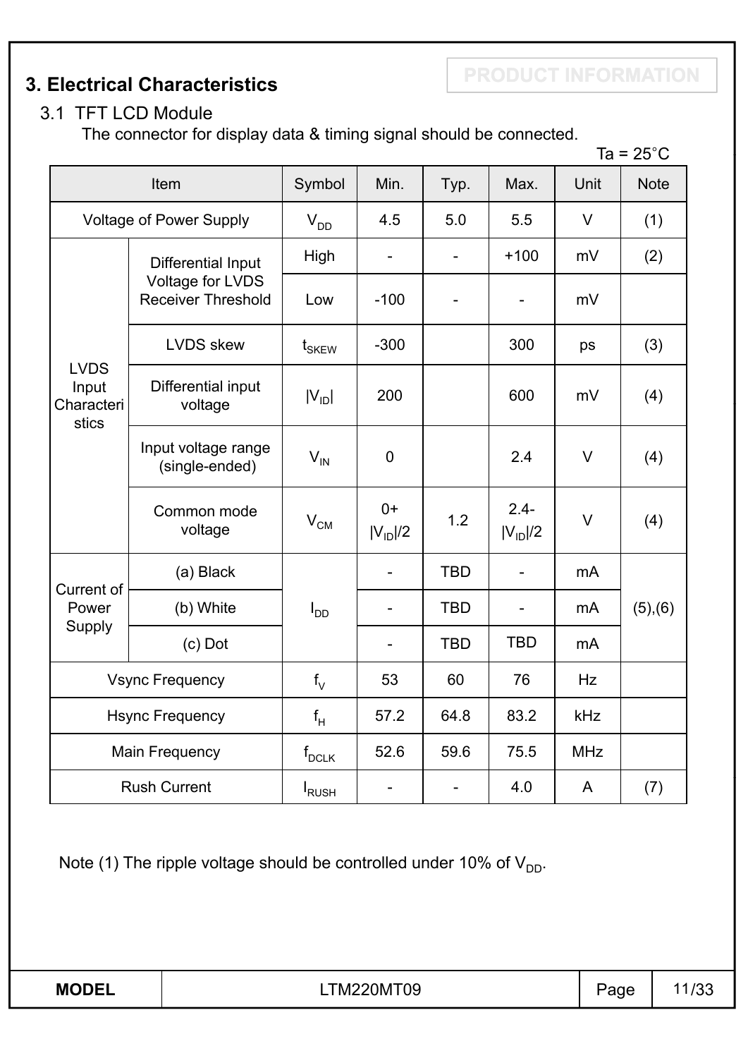## 3. Electrical Characteristics

PRODUCT INFORMATION

### 3.1 TFT LCD Module

The connector for display data & timing signal should be connected.

Ta = 25˚C

| Item | | Symbol | Min. | Typ. | Max. | Unit | Note |
|---|---|---|---|---|---|---|---|
| Voltage of Power Supply | | $V_{DD}$ | 4.5 | 5.0 | 5.5 | V | (1) |
| LVDS Input Characteristics | Differential Input Voltage for LVDS Receiver Threshold | High | - | - | +100 | mV | (2) |
| | | Low | -100 | - | - | mV | |
| | LVDS skew | $t_{SKEW}$ | -300 | | 300 | ps | (3) |
| | Differential input voltage | $\|V_{ID}\|$ | 200 | | 600 | mV | (4) |
| | Input voltage range (single-ended) | $V_{IN}$ | 0 | | 2.4 | V | (4) |
| | Common mode voltage | $V_{CM}$ | $0+\|V_{ID}\|/2$ | 1.2 | $2.4-\|V_{ID}\|/2$ | V | (4) |
| Current of Power Supply | (a) Black | $I_{DD}$ | - | TBD | - | mA | (5),(6) |
| | (b) White | | - | TBD | - | mA | |
| | (c) Dot | | - | TBD | TBD | mA | |
| Vsync Frequency | | $f_V$ | 53 | 60 | 76 | Hz | |
| Hsync Frequency | | $f_H$ | 57.2 | 64.8 | 83.2 | kHz | |
| Main Frequency | | $f_{DCLK}$ | 52.6 | 59.6 | 75.5 | MHz | |
| Rush Current | | $I_{RUSH}$ | - | - | 4.0 | A | (7) |

Note (1) The ripple voltage should be controlled under 10% of $V_{DD}$.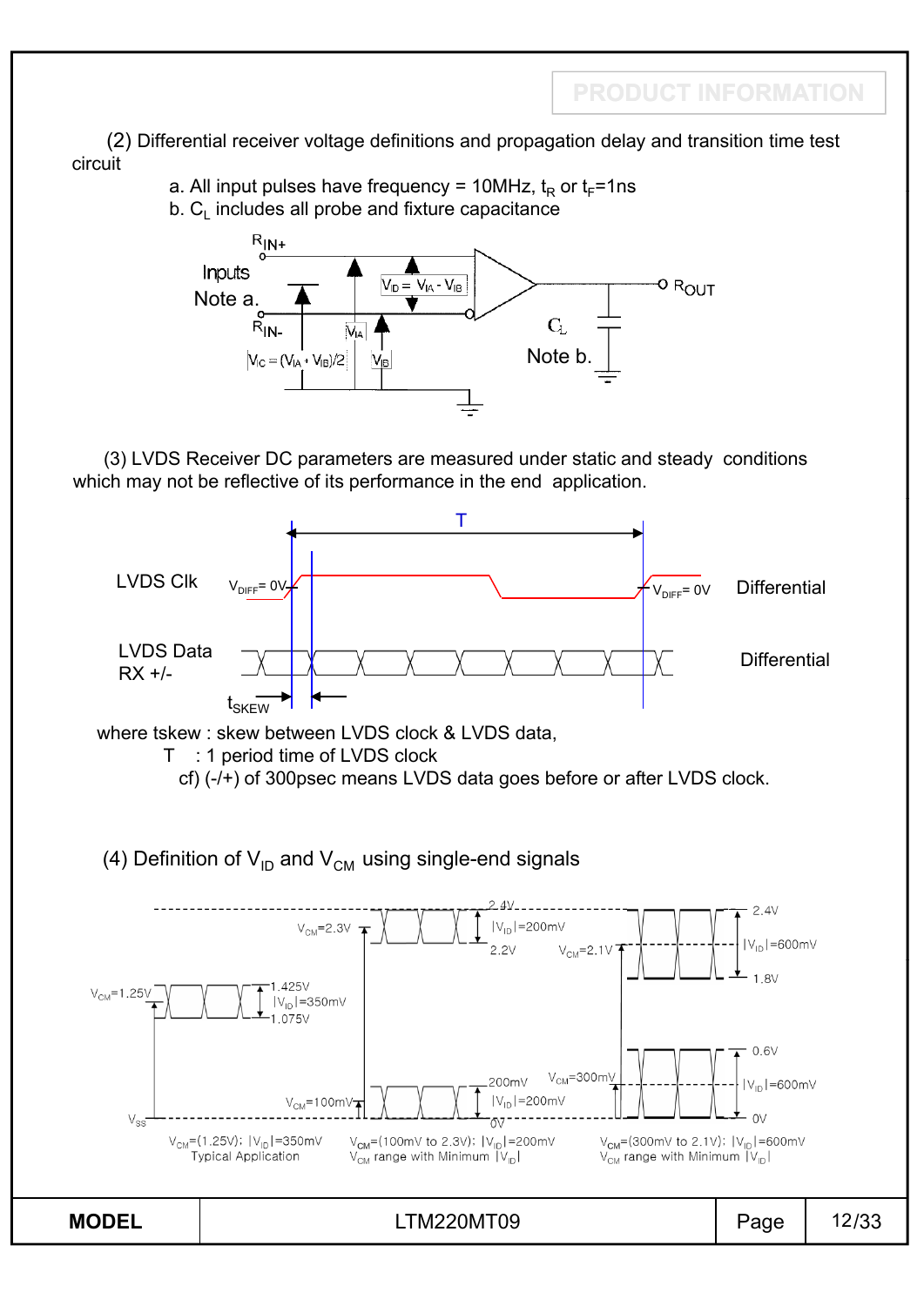(2) Differential receiver voltage definitions and propagation delay and transition time test circuit

a. All input pulses have frequency = 10MHz, $t_R$ or $t_F$=1ns

b. $C_L$ includes all probe and fixture capacitance

$R_{IN+}$

Inputs

Note a.

$R_{IN-}$

$V_{ID} = V_{IA} - V_{IB}$

$V_{IA}$

$V_{IB}$

$V_{IC} = (V_{IA} + V_{IB})/2$

$R_{OUT}$

$C_L$

Note b.

(3) LVDS Receiver DC parameters are measured under static and steady conditions which may not be reflective of its performance in the end application.

T

LVDS Clk $V_{DIFF}$= 0V $V_{DIFF}$= 0V Differential

LVDS Data RX +/- Differential

$t_{SKEW}$

where tskew : skew between LVDS clock & LVDS data,

T : 1 period time of LVDS clock

cf) (-/+) of 300psec means LVDS data goes before or after LVDS clock.

(4) Definition of $V_{ID}$ and $V_{CM}$ using single-end signals

$V_{CM}$=1.25V, 1.425V, $|V_{ID}|$=350mV, 1.075V

$V_{CM}$=2.3V, 2.4V, $|V_{ID}|$=200mV, 2.2V

$V_{CM}$=100mV, 200mV, $|V_{ID}|$=200mV, 0V

$V_{CM}$=2.1V, 2.4V, $|V_{ID}|$=600mV, 1.8V

$V_{CM}$=300mV, 0.6V, $|V_{ID}|$=600mV, 0V

$V_{SS}$

$V_{CM}$=(1.25V); $|V_{ID}|$=350mV Typical Application

$V_{CM}$=(100mV to 2.3V); $|V_{ID}|$=200mV $V_{CM}$ range with Minimum $|V_{ID}|$

$V_{CM}$=(300mV to 2.1V); $|V_{ID}|$=600mV $V_{CM}$ range with Minimum $|V_{ID}|$

| MODEL | LTM220MT09 | Page | 12/33 |
|---|---|---|---|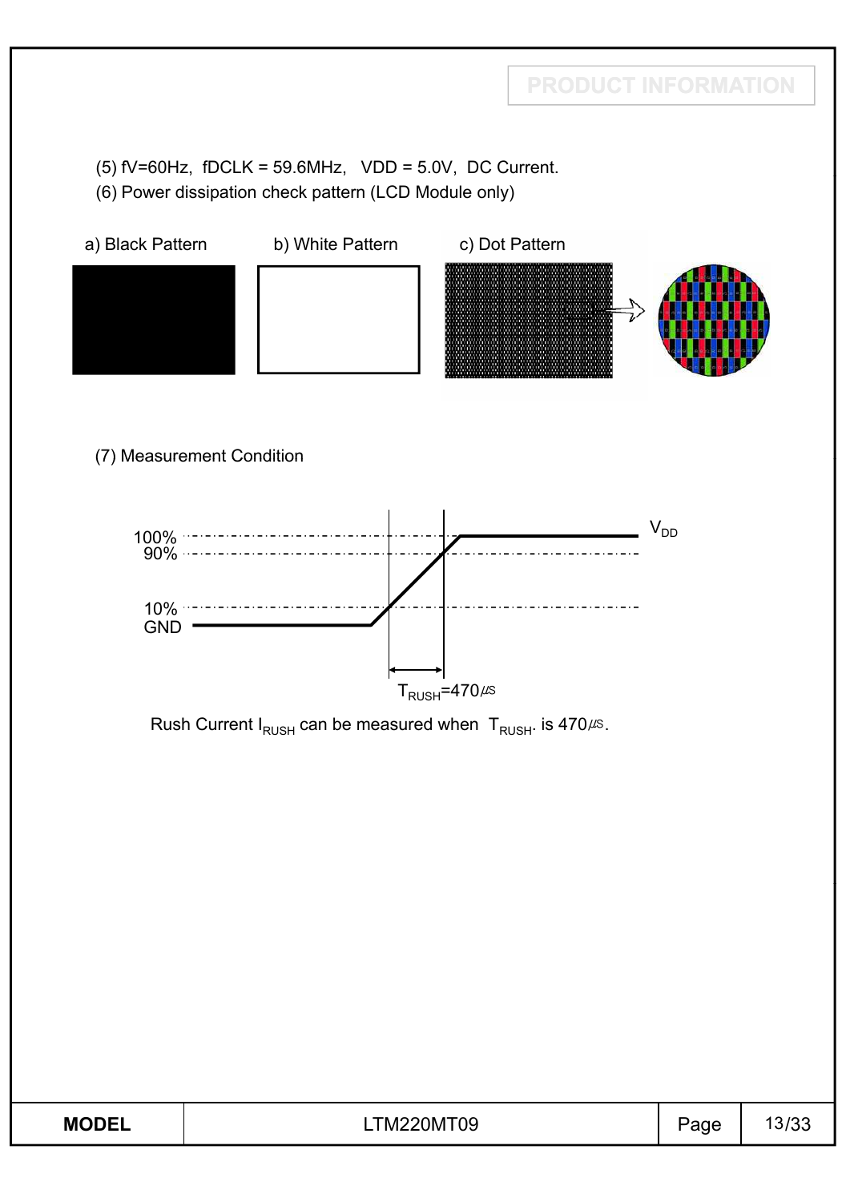(5) fV=60Hz, fDCLK = 59.6MHz, VDD = 5.0V, DC Current.

(6) Power dissipation check pattern (LCD Module only)

a) Black Pattern    b) White Pattern    c) Dot Pattern

(7) Measurement Condition

100%
90%
10%
GND
$V_{DD}$
$T_{RUSH}$=470㎲

Rush Current $I_{RUSH}$ can be measured when $T_{RUSH}$. is 470㎲.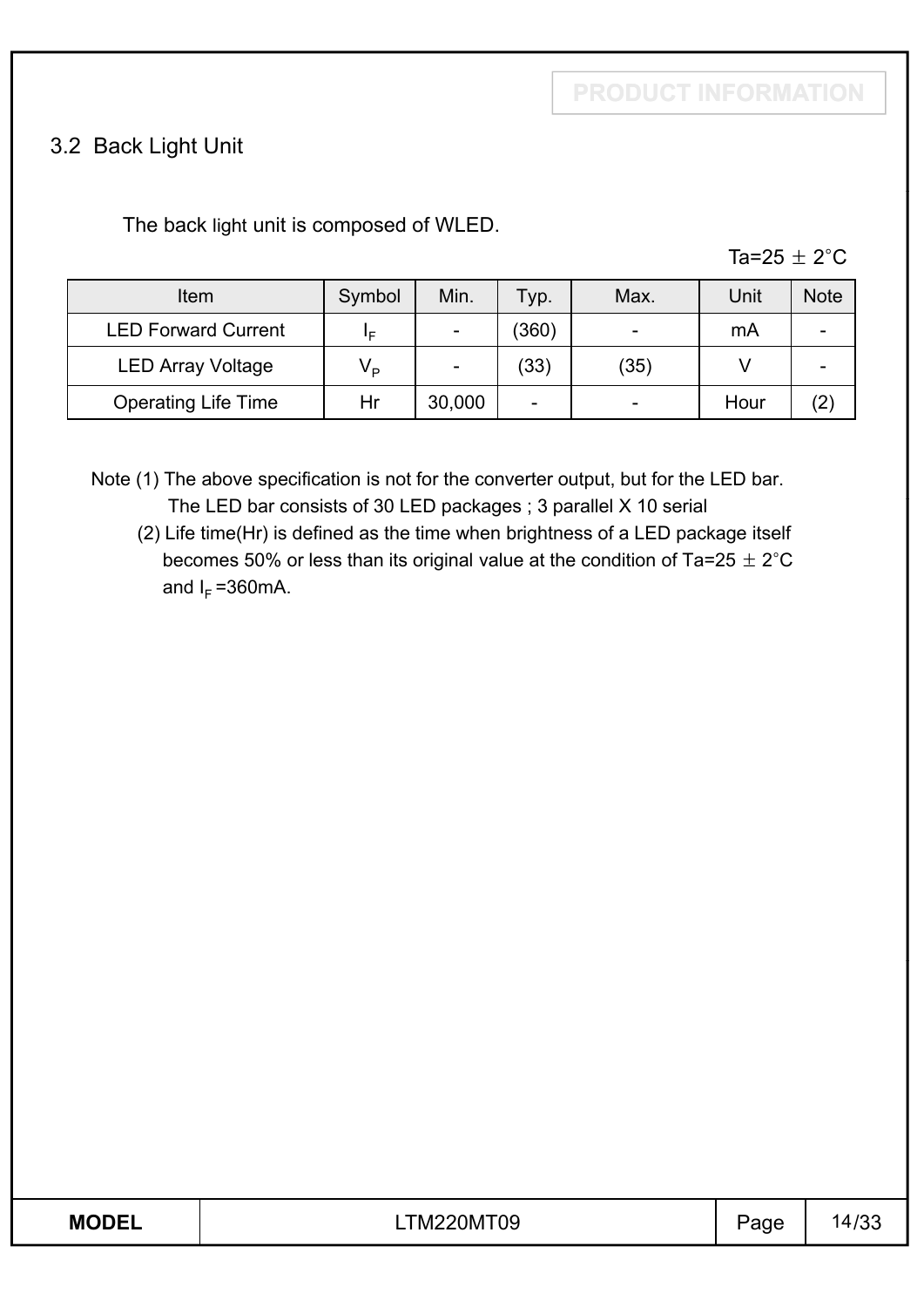## 3.2 Back Light Unit

The back light unit is composed of WLED.

Ta=25 ± 2°C

| Item | Symbol | Min. | Typ. | Max. | Unit | Note |
|---|---|---|---|---|---|---|
| LED Forward Current | $I_F$ | - | (360) | - | mA | - |
| LED Array Voltage | $V_P$ | - | (33) | (35) | V | - |
| Operating Life Time | Hr | 30,000 | - | - | Hour | (2) |

Note (1) The above specification is not for the converter output, but for the LED bar.
The LED bar consists of 30 LED packages ; 3 parallel X 10 serial

(2) Life time(Hr) is defined as the time when brightness of a LED package itself becomes 50% or less than its original value at the condition of Ta=25 ± 2°C and $I_F$ =360mA.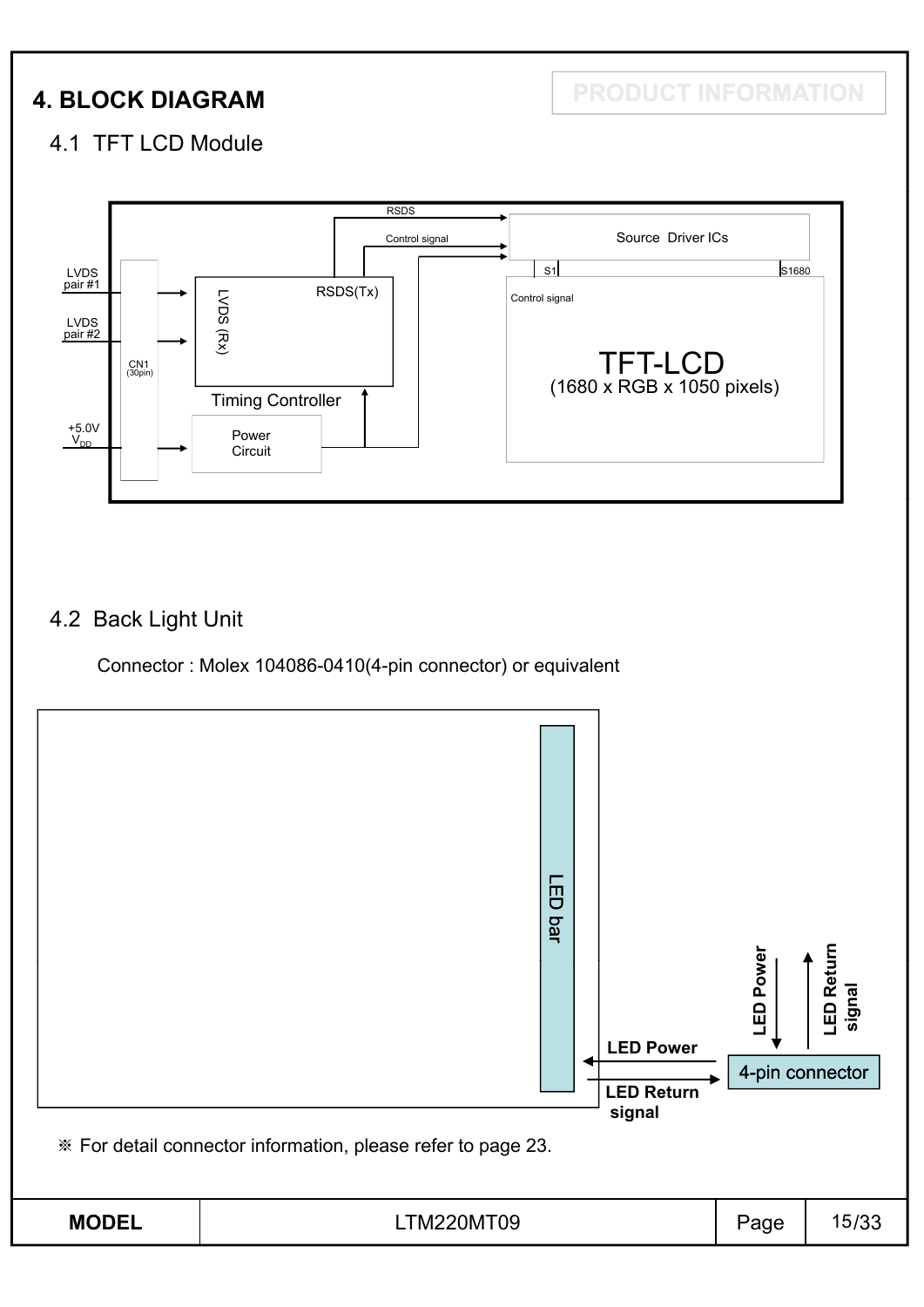# 4. BLOCK DIAGRAM

PRODUCT INFORMATION

## 4.1 TFT LCD Module

LVDS pair #1

LVDS pair #2

CN1 (30pin)

+5.0V $V_{DD}$

LVDS (Rx)

RSDS(Tx)

Timing Controller

Power Circuit

RSDS

Control signal

Source Driver ICs

S1

S1680

Control signal

TFT-LCD (1680 x RGB x 1050 pixels)

## 4.2 Back Light Unit

Connector : Molex 104086-0410(4-pin connector) or equivalent

LED bar

LED Power

LED Return signal

LED Power

LED Return signal

4-pin connector

※ For detail connector information, please refer to page 23.

| MODEL | LTM220MT09 |
|---|---|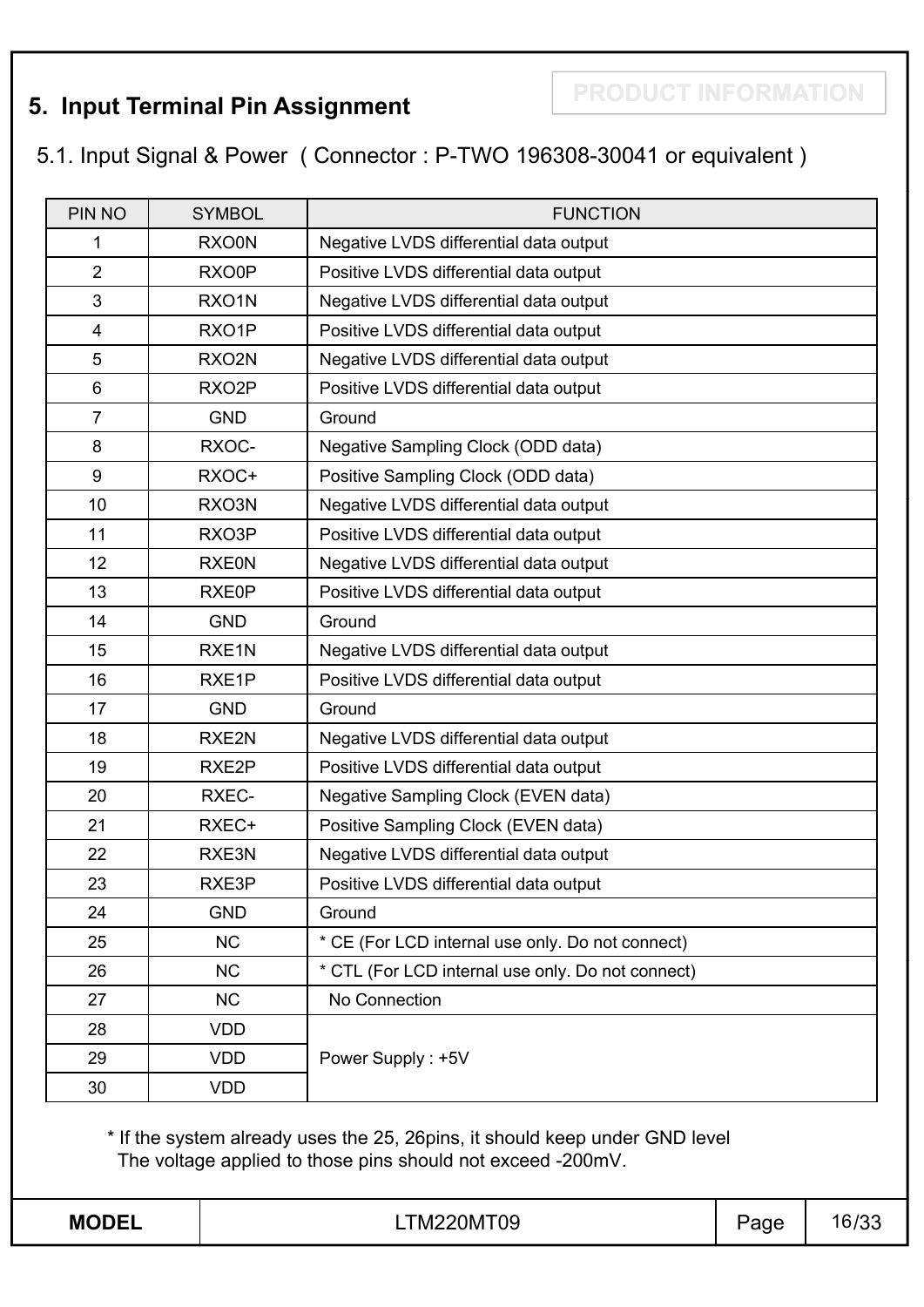PRODUCT INFORMATION

## 5. Input Terminal Pin Assignment

### 5.1. Input Signal & Power ( Connector : P-TWO 196308-30041 or equivalent )

| PIN NO | SYMBOL | FUNCTION |
|---|---|---|
| 1 | RXO0N | Negative LVDS differential data output |
| 2 | RXO0P | Positive LVDS differential data output |
| 3 | RXO1N | Negative LVDS differential data output |
| 4 | RXO1P | Positive LVDS differential data output |
| 5 | RXO2N | Negative LVDS differential data output |
| 6 | RXO2P | Positive LVDS differential data output |
| 7 | GND | Ground |
| 8 | RXOC- | Negative Sampling Clock (ODD data) |
| 9 | RXOC+ | Positive Sampling Clock (ODD data) |
| 10 | RXO3N | Negative LVDS differential data output |
| 11 | RXO3P | Positive LVDS differential data output |
| 12 | RXE0N | Negative LVDS differential data output |
| 13 | RXE0P | Positive LVDS differential data output |
| 14 | GND | Ground |
| 15 | RXE1N | Negative LVDS differential data output |
| 16 | RXE1P | Positive LVDS differential data output |
| 17 | GND | Ground |
| 18 | RXE2N | Negative LVDS differential data output |
| 19 | RXE2P | Positive LVDS differential data output |
| 20 | RXEC- | Negative Sampling Clock (EVEN data) |
| 21 | RXEC+ | Positive Sampling Clock (EVEN data) |
| 22 | RXE3N | Negative LVDS differential data output |
| 23 | RXE3P | Positive LVDS differential data output |
| 24 | GND | Ground |
| 25 | NC | * CE (For LCD internal use only. Do not connect) |
| 26 | NC | * CTL (For LCD internal use only. Do not connect) |
| 27 | NC | No Connection |
| 28 | VDD | Power Supply : +5V |
| 29 | VDD | |
| 30 | VDD | |

\* If the system already uses the 25, 26pins, it should keep under GND level
The voltage applied to those pins should not exceed -200mV.

| MODEL | LTM220MT09 | Page | 16/33 |
|---|---|---|---|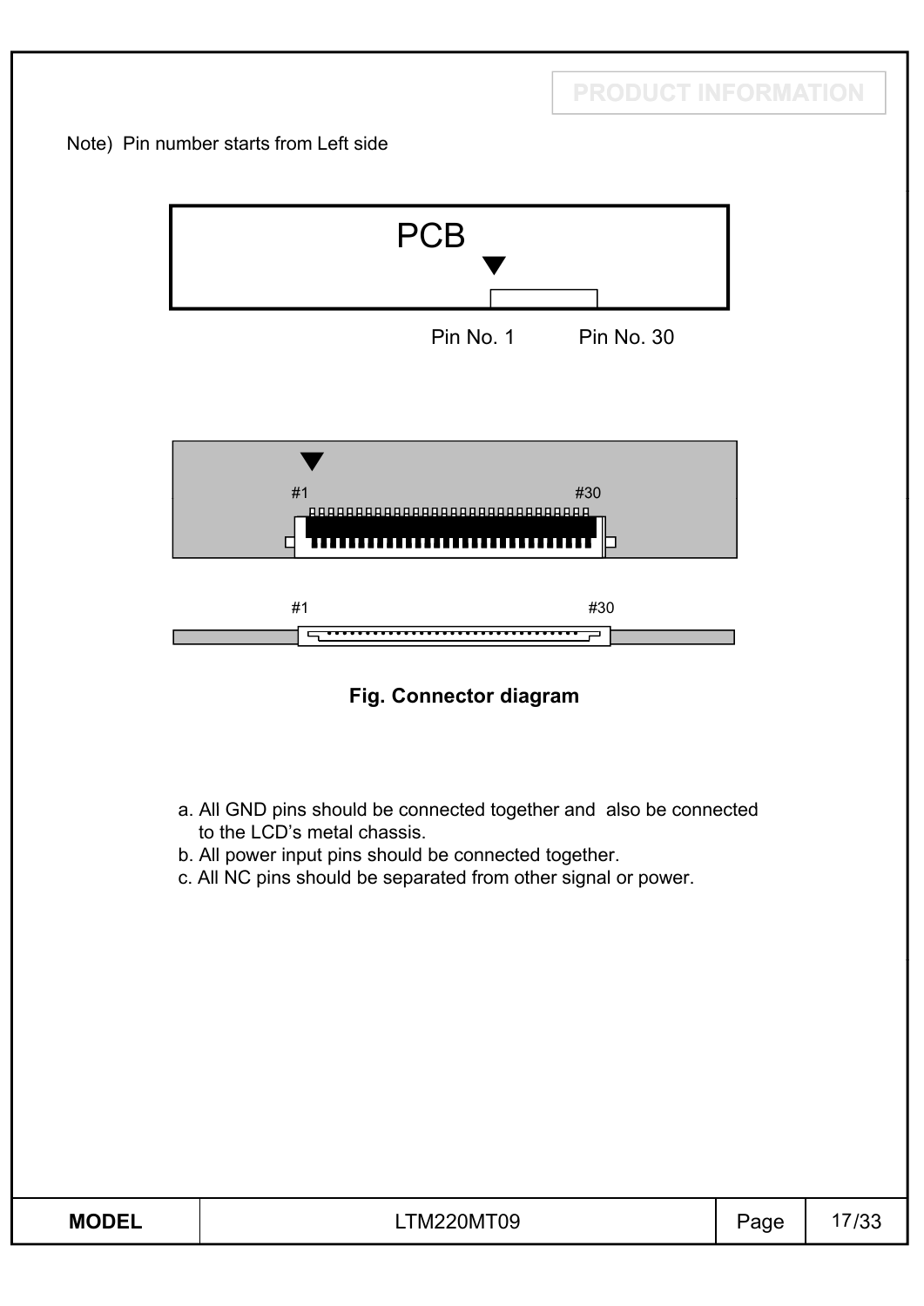Note) Pin number starts from Left side

PCB

Pin No. 1 Pin No. 30

#1 #30

#1 #30

**Fig. Connector diagram**

a. All GND pins should be connected together and also be connected to the LCD's metal chassis.
b. All power input pins should be connected together.
c. All NC pins should be separated from other signal or power.

| MODEL | LTM220MT09 | Page | 17/33 |
|---|---|---|---|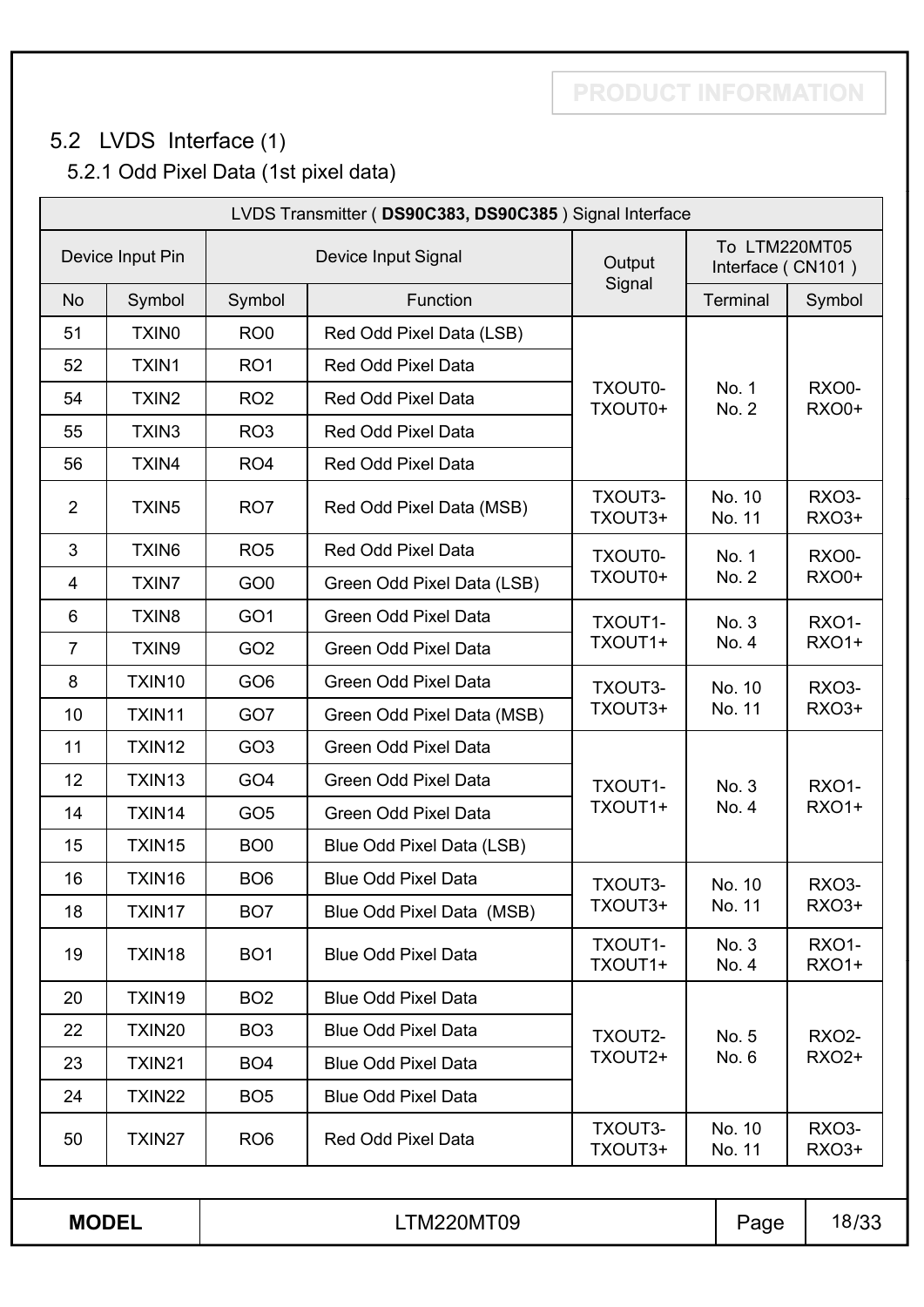## 5.2 LVDS Interface (1)

### 5.2.1 Odd Pixel Data (1st pixel data)

| LVDS Transmitter ( **DS90C383, DS90C385** ) Signal Interface | | | | | | |
|---|---|---|---|---|---|---|
| Device Input Pin | | Device Input Signal | | Output Signal | To LTM220MT05 Interface ( CN101 ) | |
| No | Symbol | Symbol | Function | | Terminal | Symbol |
| 51 | TXIN0 | RO0 | Red Odd Pixel Data (LSB) | TXOUT0- TXOUT0+ | No. 1 No. 2 | RXO0- RXO0+ |
| 52 | TXIN1 | RO1 | Red Odd Pixel Data | | | |
| 54 | TXIN2 | RO2 | Red Odd Pixel Data | | | |
| 55 | TXIN3 | RO3 | Red Odd Pixel Data | | | |
| 56 | TXIN4 | RO4 | Red Odd Pixel Data | | | |
| 2 | TXIN5 | RO7 | Red Odd Pixel Data (MSB) | TXOUT3- TXOUT3+ | No. 10 No. 11 | RXO3- RXO3+ |
| 3 | TXIN6 | RO5 | Red Odd Pixel Data | TXOUT0- TXOUT0+ | No. 1 No. 2 | RXO0- RXO0+ |
| 4 | TXIN7 | GO0 | Green Odd Pixel Data (LSB) | | | |
| 6 | TXIN8 | GO1 | Green Odd Pixel Data | TXOUT1- TXOUT1+ | No. 3 No. 4 | RXO1- RXO1+ |
| 7 | TXIN9 | GO2 | Green Odd Pixel Data | | | |
| 8 | TXIN10 | GO6 | Green Odd Pixel Data | TXOUT3- TXOUT3+ | No. 10 No. 11 | RXO3- RXO3+ |
| 10 | TXIN11 | GO7 | Green Odd Pixel Data (MSB) | | | |
| 11 | TXIN12 | GO3 | Green Odd Pixel Data | TXOUT1- TXOUT1+ | No. 3 No. 4 | RXO1- RXO1+ |
| 12 | TXIN13 | GO4 | Green Odd Pixel Data | | | |
| 14 | TXIN14 | GO5 | Green Odd Pixel Data | | | |
| 15 | TXIN15 | BO0 | Blue Odd Pixel Data (LSB) | | | |
| 16 | TXIN16 | BO6 | Blue Odd Pixel Data | TXOUT3- TXOUT3+ | No. 10 No. 11 | RXO3- RXO3+ |
| 18 | TXIN17 | BO7 | Blue Odd Pixel Data (MSB) | | | |
| 19 | TXIN18 | BO1 | Blue Odd Pixel Data | TXOUT1- TXOUT1+ | No. 3 No. 4 | RXO1- RXO1+ |
| 20 | TXIN19 | BO2 | Blue Odd Pixel Data | TXOUT2- TXOUT2+ | No. 5 No. 6 | RXO2- RXO2+ |
| 22 | TXIN20 | BO3 | Blue Odd Pixel Data | | | |
| 23 | TXIN21 | BO4 | Blue Odd Pixel Data | | | |
| 24 | TXIN22 | BO5 | Blue Odd Pixel Data | | | |
| 50 | TXIN27 | RO6 | Red Odd Pixel Data | TXOUT3- TXOUT3+ | No. 10 No. 11 | RXO3- RXO3+ |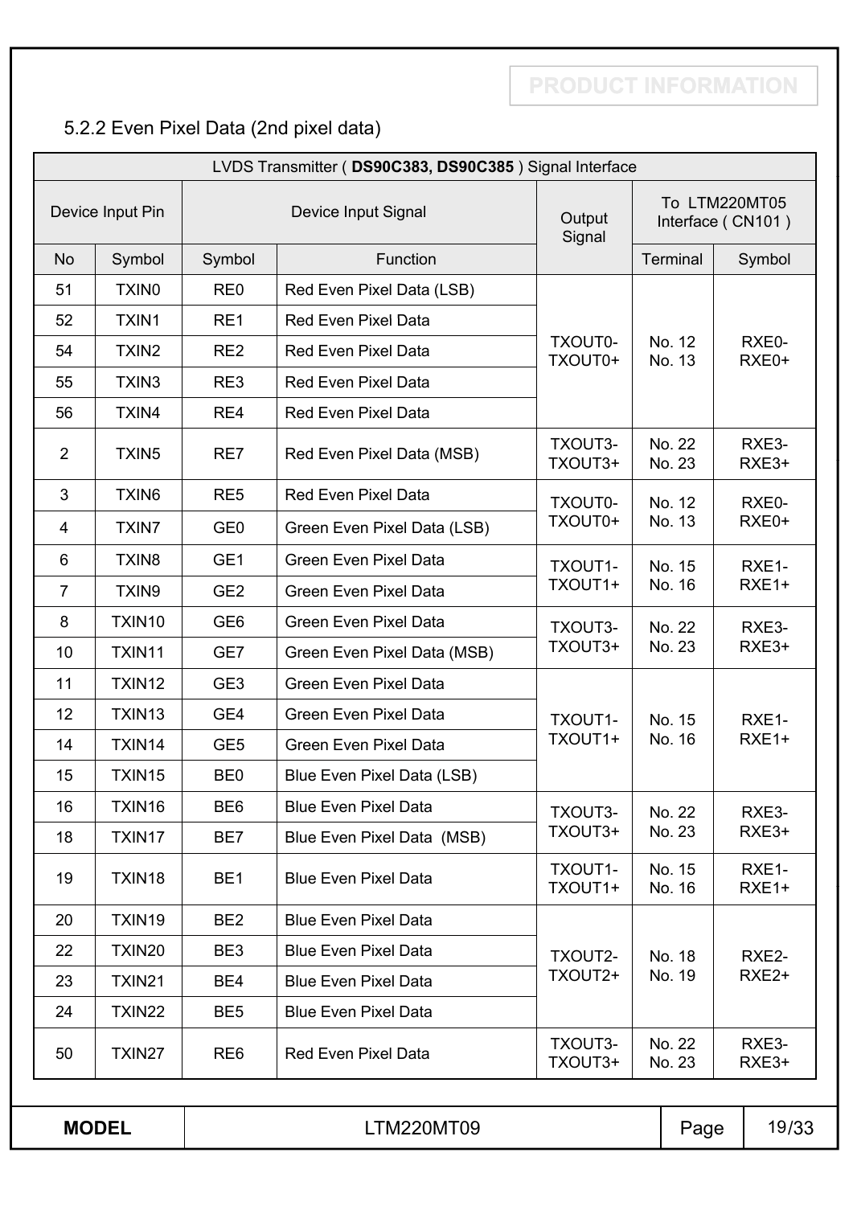PRODUCT INFORMATION

### 5.2.2 Even Pixel Data (2nd pixel data)

| LVDS Transmitter ( **DS90C383, DS90C385** ) Signal Interface | | | | | | |
|---|---|---|---|---|---|---|
| Device Input Pin | | Device Input Signal | | Output Signal | To LTM220MT05 Interface ( CN101 ) | |
| No | Symbol | Symbol | Function | | Terminal | Symbol |
| 51 | TXIN0 | RE0 | Red Even Pixel Data (LSB) | TXOUT0- TXOUT0+ | No. 12 No. 13 | RXE0- RXE0+ |
| 52 | TXIN1 | RE1 | Red Even Pixel Data | | | |
| 54 | TXIN2 | RE2 | Red Even Pixel Data | | | |
| 55 | TXIN3 | RE3 | Red Even Pixel Data | | | |
| 56 | TXIN4 | RE4 | Red Even Pixel Data | | | |
| 2 | TXIN5 | RE7 | Red Even Pixel Data (MSB) | TXOUT3- TXOUT3+ | No. 22 No. 23 | RXE3- RXE3+ |
| 3 | TXIN6 | RE5 | Red Even Pixel Data | TXOUT0- TXOUT0+ | No. 12 No. 13 | RXE0- RXE0+ |
| 4 | TXIN7 | GE0 | Green Even Pixel Data (LSB) | | | |
| 6 | TXIN8 | GE1 | Green Even Pixel Data | TXOUT1- TXOUT1+ | No. 15 No. 16 | RXE1- RXE1+ |
| 7 | TXIN9 | GE2 | Green Even Pixel Data | | | |
| 8 | TXIN10 | GE6 | Green Even Pixel Data | TXOUT3- TXOUT3+ | No. 22 No. 23 | RXE3- RXE3+ |
| 10 | TXIN11 | GE7 | Green Even Pixel Data (MSB) | | | |
| 11 | TXIN12 | GE3 | Green Even Pixel Data | TXOUT1- TXOUT1+ | No. 15 No. 16 | RXE1- RXE1+ |
| 12 | TXIN13 | GE4 | Green Even Pixel Data | | | |
| 14 | TXIN14 | GE5 | Green Even Pixel Data | | | |
| 15 | TXIN15 | BE0 | Blue Even Pixel Data (LSB) | | | |
| 16 | TXIN16 | BE6 | Blue Even Pixel Data | TXOUT3- TXOUT3+ | No. 22 No. 23 | RXE3- RXE3+ |
| 18 | TXIN17 | BE7 | Blue Even Pixel Data (MSB) | | | |
| 19 | TXIN18 | BE1 | Blue Even Pixel Data | TXOUT1- TXOUT1+ | No. 15 No. 16 | RXE1- RXE1+ |
| 20 | TXIN19 | BE2 | Blue Even Pixel Data | TXOUT2- TXOUT2+ | No. 18 No. 19 | RXE2- RXE2+ |
| 22 | TXIN20 | BE3 | Blue Even Pixel Data | | | |
| 23 | TXIN21 | BE4 | Blue Even Pixel Data | | | |
| 24 | TXIN22 | BE5 | Blue Even Pixel Data | | | |
| 50 | TXIN27 | RE6 | Red Even Pixel Data | TXOUT3- TXOUT3+ | No. 22 No. 23 | RXE3- RXE3+ |

| **MODEL** | LTM220MT09 | Page | 19/33 |
|---|---|---|---|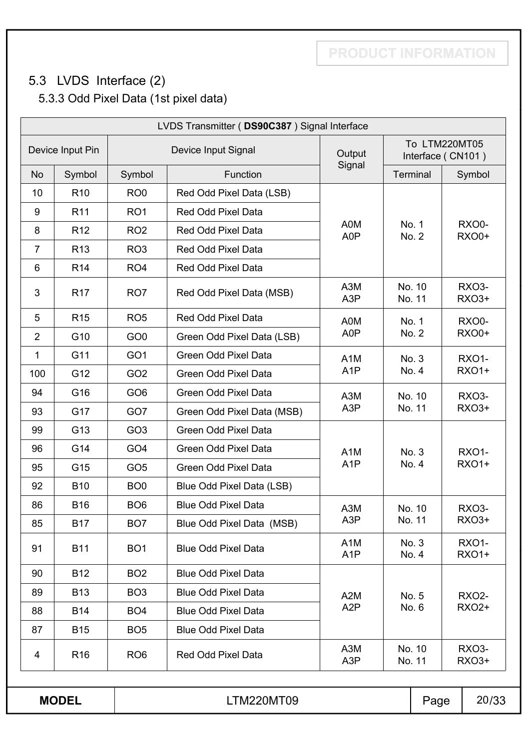## 5.3 LVDS Interface (2)

### 5.3.3 Odd Pixel Data (1st pixel data)

| LVDS Transmitter ( **DS90C387** ) Signal Interface | | | | | | |
|---|---|---|---|---|---|---|
| Device Input Pin | | Device Input Signal | | Output Signal | To LTM220MT05 Interface ( CN101 ) | |
| No | Symbol | Symbol | Function | | Terminal | Symbol |
| 10 | R10 | RO0 | Red Odd Pixel Data (LSB) | A0M A0P | No. 1 No. 2 | RXO0- RXO0+ |
| 9 | R11 | RO1 | Red Odd Pixel Data | | | |
| 8 | R12 | RO2 | Red Odd Pixel Data | | | |
| 7 | R13 | RO3 | Red Odd Pixel Data | | | |
| 6 | R14 | RO4 | Red Odd Pixel Data | | | |
| 3 | R17 | RO7 | Red Odd Pixel Data (MSB) | A3M A3P | No. 10 No. 11 | RXO3- RXO3+ |
| 5 | R15 | RO5 | Red Odd Pixel Data | A0M A0P | No. 1 No. 2 | RXO0- RXO0+ |
| 2 | G10 | GO0 | Green Odd Pixel Data (LSB) | | | |
| 1 | G11 | GO1 | Green Odd Pixel Data | A1M A1P | No. 3 No. 4 | RXO1- RXO1+ |
| 100 | G12 | GO2 | Green Odd Pixel Data | | | |
| 94 | G16 | GO6 | Green Odd Pixel Data | A3M A3P | No. 10 No. 11 | RXO3- RXO3+ |
| 93 | G17 | GO7 | Green Odd Pixel Data (MSB) | | | |
| 99 | G13 | GO3 | Green Odd Pixel Data | A1M A1P | No. 3 No. 4 | RXO1- RXO1+ |
| 96 | G14 | GO4 | Green Odd Pixel Data | | | |
| 95 | G15 | GO5 | Green Odd Pixel Data | | | |
| 92 | B10 | BO0 | Blue Odd Pixel Data (LSB) | | | |
| 86 | B16 | BO6 | Blue Odd Pixel Data | A3M A3P | No. 10 No. 11 | RXO3- RXO3+ |
| 85 | B17 | BO7 | Blue Odd Pixel Data (MSB) | | | |
| 91 | B11 | BO1 | Blue Odd Pixel Data | A1M A1P | No. 3 No. 4 | RXO1- RXO1+ |
| 90 | B12 | BO2 | Blue Odd Pixel Data | A2M A2P | No. 5 No. 6 | RXO2- RXO2+ |
| 89 | B13 | BO3 | Blue Odd Pixel Data | | | |
| 88 | B14 | BO4 | Blue Odd Pixel Data | | | |
| 87 | B15 | BO5 | Blue Odd Pixel Data | | | |
| 4 | R16 | RO6 | Red Odd Pixel Data | A3M A3P | No. 10 No. 11 | RXO3- RXO3+ |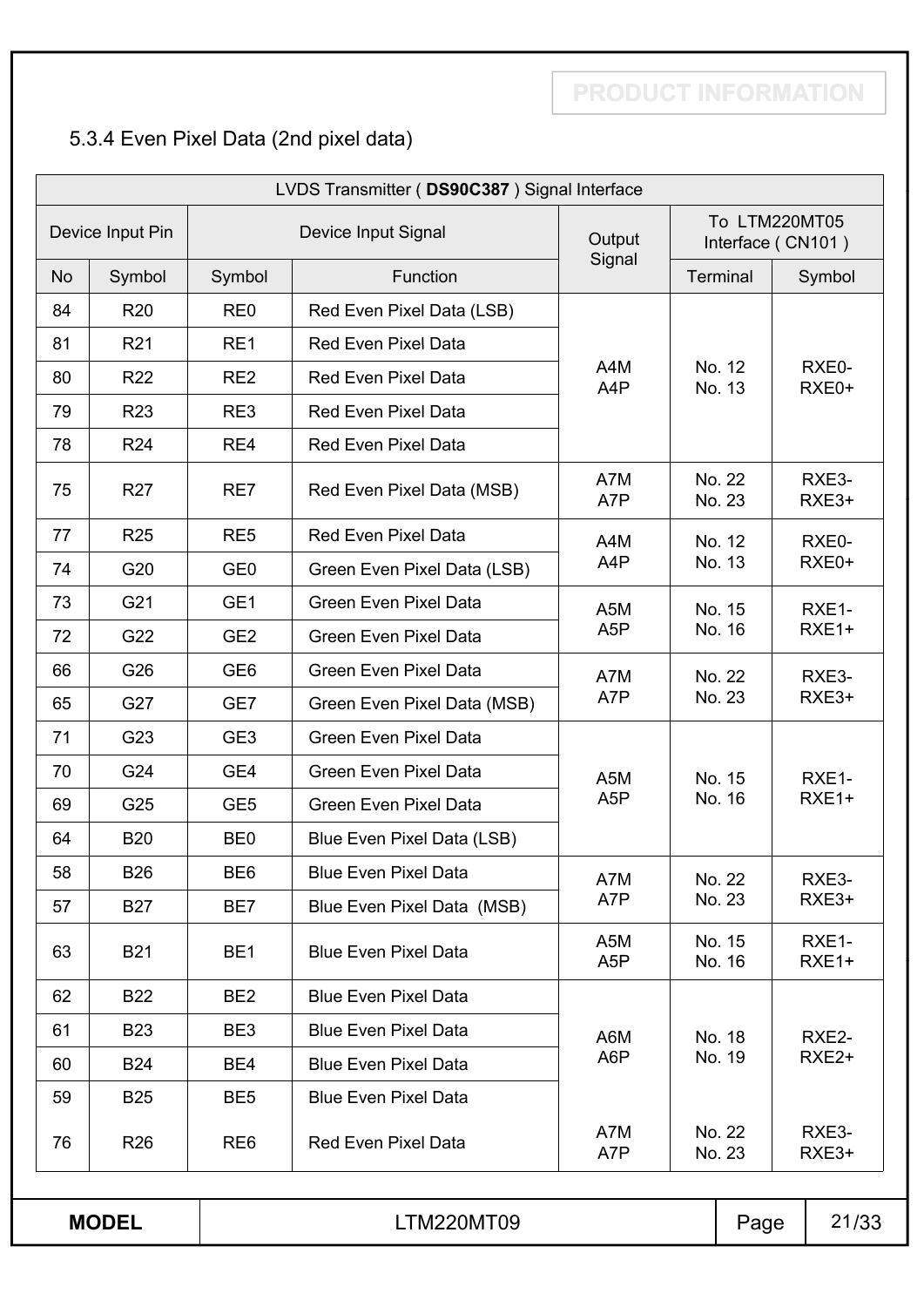### 5.3.4 Even Pixel Data (2nd pixel data)

| LVDS Transmitter ( **DS90C387** ) Signal Interface | | | | | To LTM220MT05 Interface ( CN101 ) | |
|---|---|---|---|---|---|---|
| Device Input Pin | | Device Input Signal | | Output Signal | | |
| No | Symbol | Symbol | Function | | Terminal | Symbol |
| 84 | R20 | RE0 | Red Even Pixel Data (LSB) | A4M A4P | No. 12 No. 13 | RXE0- RXE0+ |
| 81 | R21 | RE1 | Red Even Pixel Data | | | |
| 80 | R22 | RE2 | Red Even Pixel Data | | | |
| 79 | R23 | RE3 | Red Even Pixel Data | | | |
| 78 | R24 | RE4 | Red Even Pixel Data | | | |
| 75 | R27 | RE7 | Red Even Pixel Data (MSB) | A7M A7P | No. 22 No. 23 | RXE3- RXE3+ |
| 77 | R25 | RE5 | Red Even Pixel Data | A4M A4P | No. 12 No. 13 | RXE0- RXE0+ |
| 74 | G20 | GE0 | Green Even Pixel Data (LSB) | | | |
| 73 | G21 | GE1 | Green Even Pixel Data | A5M A5P | No. 15 No. 16 | RXE1- RXE1+ |
| 72 | G22 | GE2 | Green Even Pixel Data | | | |
| 66 | G26 | GE6 | Green Even Pixel Data | A7M A7P | No. 22 No. 23 | RXE3- RXE3+ |
| 65 | G27 | GE7 | Green Even Pixel Data (MSB) | | | |
| 71 | G23 | GE3 | Green Even Pixel Data | A5M A5P | No. 15 No. 16 | RXE1- RXE1+ |
| 70 | G24 | GE4 | Green Even Pixel Data | | | |
| 69 | G25 | GE5 | Green Even Pixel Data | | | |
| 64 | B20 | BE0 | Blue Even Pixel Data (LSB) | | | |
| 58 | B26 | BE6 | Blue Even Pixel Data | A7M A7P | No. 22 No. 23 | RXE3- RXE3+ |
| 57 | B27 | BE7 | Blue Even Pixel Data (MSB) | | | |
| 63 | B21 | BE1 | Blue Even Pixel Data | A5M A5P | No. 15 No. 16 | RXE1- RXE1+ |
| 62 | B22 | BE2 | Blue Even Pixel Data | A6M A6P | No. 18 No. 19 | RXE2- RXE2+ |
| 61 | B23 | BE3 | Blue Even Pixel Data | | | |
| 60 | B24 | BE4 | Blue Even Pixel Data | | | |
| 59 | B25 | BE5 | Blue Even Pixel Data | | | |
| 76 | R26 | RE6 | Red Even Pixel Data | A7M A7P | No. 22 No. 23 | RXE3- RXE3+ |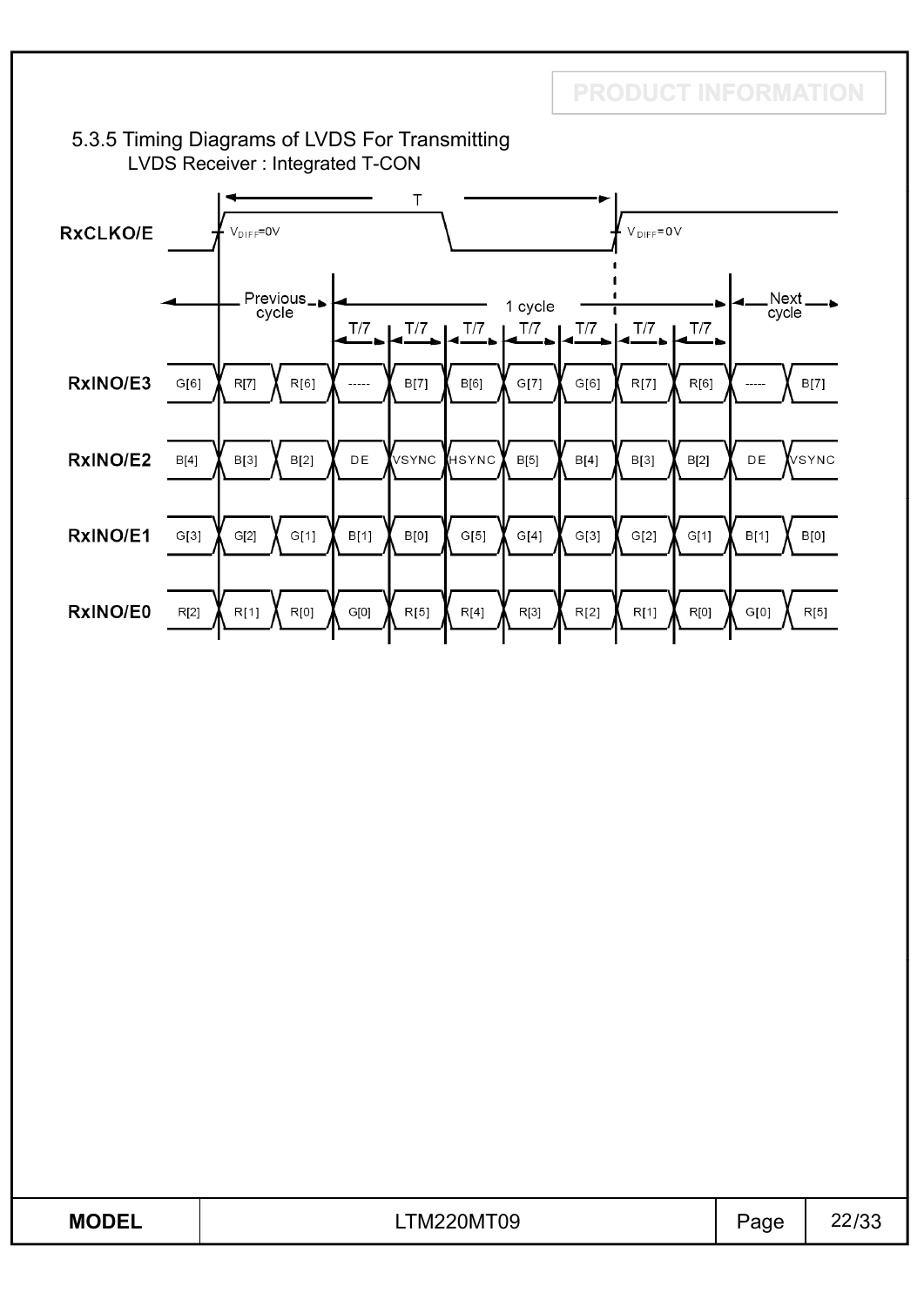### 5.3.5 Timing Diagrams of LVDS For Transmitting

LVDS Receiver : Integrated T-CON

**RxCLKO/E**: period T; $V_{DIFF}$=0V at rising edges.

Previous cycle | 1 cycle (7 × T/7) | Next cycle

| Signal | Previous cycle | | 1 cycle (T/7) | T/7 | T/7 | T/7 | T/7 | T/7 | T/7 | Next cycle | |
|---|---|---|---|---|---|---|---|---|---|---|---|
| **RxINO/E3** | G[6] | R[7] | R[6] | ----- | B[7] | B[6] | G[7] | G[6] | R[7] | R[6] | ----- | B[7] |
| **RxINO/E2** | B[4] | B[3] | B[2] | DE | VSYNC | HSYNC | B[5] | B[4] | B[3] | B[2] | DE | VSYNC |
| **RxINO/E1** | G[3] | G[2] | G[1] | B[1] | B[0] | G[5] | G[4] | G[3] | G[2] | G[1] | B[1] | B[0] |
| **RxINO/E0** | R[2] | R[1] | R[0] | G[0] | R[5] | R[4] | R[3] | R[2] | R[1] | R[0] | G[0] | R[5] |

| MODEL | LTM220MT09 |
|---|---|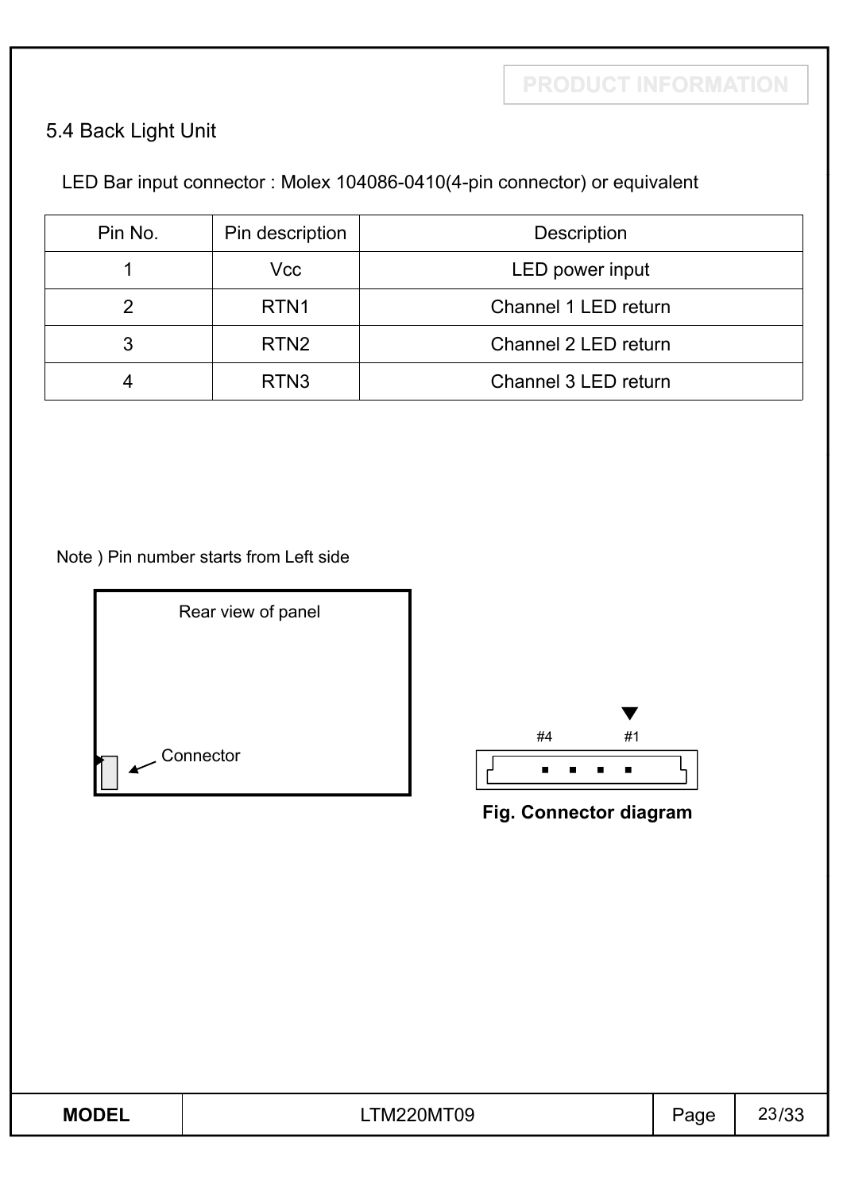## 5.4 Back Light Unit

LED Bar input connector : Molex 104086-0410(4-pin connector) or equivalent

| Pin No. | Pin description | Description |
|---|---|---|
| 1 | Vcc | LED power input |
| 2 | RTN1 | Channel 1 LED return |
| 3 | RTN2 | Channel 2 LED return |
| 4 | RTN3 | Channel 3 LED return |

Note ) Pin number starts from Left side

Rear view of panel

Connector

#4 #1

**Fig. Connector diagram**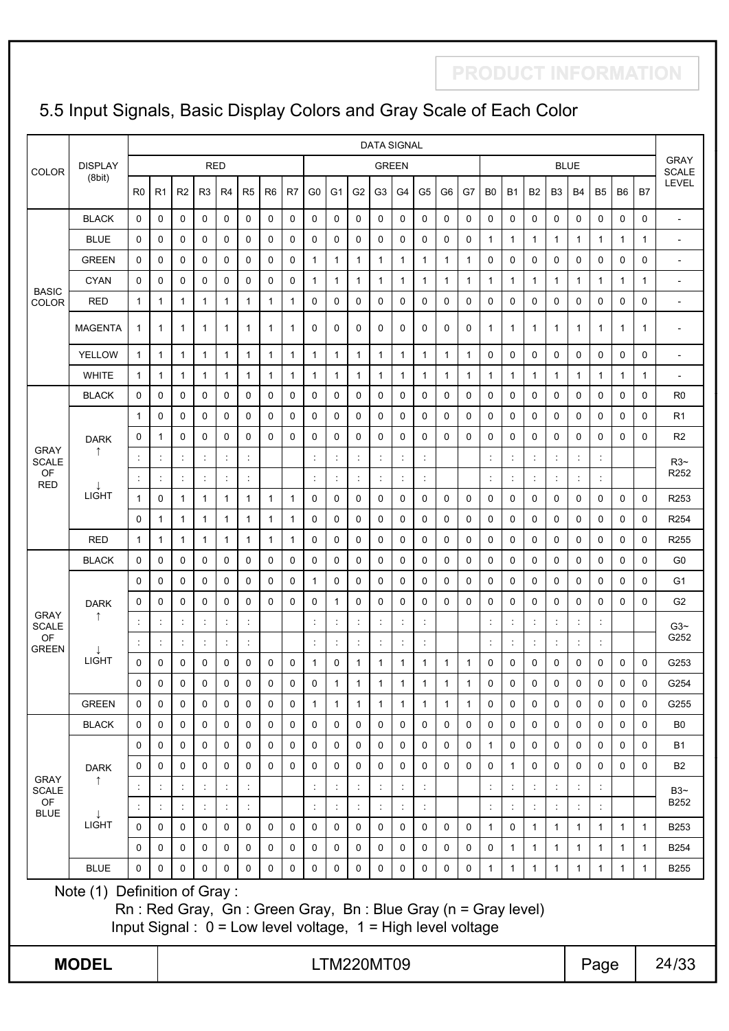## 5.5 Input Signals, Basic Display Colors and Gray Scale of Each Color

| COLOR | DISPLAY (8bit) | DATA SIGNAL | | | | | | | | | | | | | | | | | | | | | | | | GRAY SCALE LEVEL |
|---|---|---|---|---|---|---|---|---|---|---|---|---|---|---|---|---|---|---|---|---|---|---|---|---|---|---|
| | | RED | | | | | | | | GREEN | | | | | | | | BLUE | | | | | | | | |
| | | R0 | R1 | R2 | R3 | R4 | R5 | R6 | R7 | G0 | G1 | G2 | G3 | G4 | G5 | G6 | G7 | B0 | B1 | B2 | B3 | B4 | B5 | B6 | B7 | |
| BASIC COLOR | BLACK | 0 | 0 | 0 | 0 | 0 | 0 | 0 | 0 | 0 | 0 | 0 | 0 | 0 | 0 | 0 | 0 | 0 | 0 | 0 | 0 | 0 | 0 | 0 | 0 | - |
| | BLUE | 0 | 0 | 0 | 0 | 0 | 0 | 0 | 0 | 0 | 0 | 0 | 0 | 0 | 0 | 0 | 0 | 1 | 1 | 1 | 1 | 1 | 1 | 1 | 1 | - |
| | GREEN | 0 | 0 | 0 | 0 | 0 | 0 | 0 | 0 | 1 | 1 | 1 | 1 | 1 | 1 | 1 | 1 | 0 | 0 | 0 | 0 | 0 | 0 | 0 | 0 | - |
| | CYAN | 0 | 0 | 0 | 0 | 0 | 0 | 0 | 0 | 1 | 1 | 1 | 1 | 1 | 1 | 1 | 1 | 1 | 1 | 1 | 1 | 1 | 1 | 1 | 1 | - |
| | RED | 1 | 1 | 1 | 1 | 1 | 1 | 1 | 1 | 0 | 0 | 0 | 0 | 0 | 0 | 0 | 0 | 0 | 0 | 0 | 0 | 0 | 0 | 0 | 0 | - |
| | MAGENTA | 1 | 1 | 1 | 1 | 1 | 1 | 1 | 1 | 0 | 0 | 0 | 0 | 0 | 0 | 0 | 0 | 1 | 1 | 1 | 1 | 1 | 1 | 1 | 1 | - |
| | YELLOW | 1 | 1 | 1 | 1 | 1 | 1 | 1 | 1 | 1 | 1 | 1 | 1 | 1 | 1 | 1 | 1 | 0 | 0 | 0 | 0 | 0 | 0 | 0 | 0 | - |
| | WHITE | 1 | 1 | 1 | 1 | 1 | 1 | 1 | 1 | 1 | 1 | 1 | 1 | 1 | 1 | 1 | 1 | 1 | 1 | 1 | 1 | 1 | 1 | 1 | 1 | - |
| GRAY SCALE OF RED | BLACK | 0 | 0 | 0 | 0 | 0 | 0 | 0 | 0 | 0 | 0 | 0 | 0 | 0 | 0 | 0 | 0 | 0 | 0 | 0 | 0 | 0 | 0 | 0 | 0 | R0 |
| | DARK ↑ | 1 | 0 | 0 | 0 | 0 | 0 | 0 | 0 | 0 | 0 | 0 | 0 | 0 | 0 | 0 | 0 | 0 | 0 | 0 | 0 | 0 | 0 | 0 | 0 | R1 |
| | | 0 | 1 | 0 | 0 | 0 | 0 | 0 | 0 | 0 | 0 | 0 | 0 | 0 | 0 | 0 | 0 | 0 | 0 | 0 | 0 | 0 | 0 | 0 | 0 | R2 |
| | | : | : | : | : | : | : | | | : | : | : | : | : | : | | | : | : | : | : | : | : | | | R3~ R252 |
| | | : | : | : | : | : | : | | | : | : | : | : | : | : | | | : | : | : | : | : | : | | | |
| | ↓ LIGHT | 1 | 0 | 1 | 1 | 1 | 1 | 1 | 1 | 0 | 0 | 0 | 0 | 0 | 0 | 0 | 0 | 0 | 0 | 0 | 0 | 0 | 0 | 0 | 0 | R253 |
| | | 0 | 1 | 1 | 1 | 1 | 1 | 1 | 1 | 0 | 0 | 0 | 0 | 0 | 0 | 0 | 0 | 0 | 0 | 0 | 0 | 0 | 0 | 0 | 0 | R254 |
| | RED | 1 | 1 | 1 | 1 | 1 | 1 | 1 | 1 | 0 | 0 | 0 | 0 | 0 | 0 | 0 | 0 | 0 | 0 | 0 | 0 | 0 | 0 | 0 | 0 | R255 |
| GRAY SCALE OF GREEN | BLACK | 0 | 0 | 0 | 0 | 0 | 0 | 0 | 0 | 0 | 0 | 0 | 0 | 0 | 0 | 0 | 0 | 0 | 0 | 0 | 0 | 0 | 0 | 0 | 0 | G0 |
| | DARK ↑ | 0 | 0 | 0 | 0 | 0 | 0 | 0 | 0 | 1 | 0 | 0 | 0 | 0 | 0 | 0 | 0 | 0 | 0 | 0 | 0 | 0 | 0 | 0 | 0 | G1 |
| | | 0 | 0 | 0 | 0 | 0 | 0 | 0 | 0 | 0 | 1 | 0 | 0 | 0 | 0 | 0 | 0 | 0 | 0 | 0 | 0 | 0 | 0 | 0 | 0 | G2 |
| | | : | : | : | : | : | : | | | : | : | : | : | : | : | | | : | : | : | : | : | : | | | G3~ G252 |
| | | : | : | : | : | : | : | | | : | : | : | : | : | : | | | : | : | : | : | : | : | | | |
| | ↓ LIGHT | 0 | 0 | 0 | 0 | 0 | 0 | 0 | 0 | 1 | 0 | 1 | 1 | 1 | 1 | 1 | 1 | 0 | 0 | 0 | 0 | 0 | 0 | 0 | 0 | G253 |
| | | 0 | 0 | 0 | 0 | 0 | 0 | 0 | 0 | 0 | 1 | 1 | 1 | 1 | 1 | 1 | 1 | 0 | 0 | 0 | 0 | 0 | 0 | 0 | 0 | G254 |
| | GREEN | 0 | 0 | 0 | 0 | 0 | 0 | 0 | 0 | 1 | 1 | 1 | 1 | 1 | 1 | 1 | 1 | 0 | 0 | 0 | 0 | 0 | 0 | 0 | 0 | G255 |
| GRAY SCALE OF BLUE | BLACK | 0 | 0 | 0 | 0 | 0 | 0 | 0 | 0 | 0 | 0 | 0 | 0 | 0 | 0 | 0 | 0 | 0 | 0 | 0 | 0 | 0 | 0 | 0 | 0 | B0 |
| | DARK ↑ | 0 | 0 | 0 | 0 | 0 | 0 | 0 | 0 | 0 | 0 | 0 | 0 | 0 | 0 | 0 | 0 | 1 | 0 | 0 | 0 | 0 | 0 | 0 | 0 | B1 |
| | | 0 | 0 | 0 | 0 | 0 | 0 | 0 | 0 | 0 | 0 | 0 | 0 | 0 | 0 | 0 | 0 | 0 | 1 | 0 | 0 | 0 | 0 | 0 | 0 | B2 |
| | | : | : | : | : | : | : | | | : | : | : | : | : | : | | | : | : | : | : | : | : | | | B3~ B252 |
| | | : | : | : | : | : | : | | | : | : | : | : | : | : | | | : | : | : | : | : | : | | | |
| | ↓ LIGHT | 0 | 0 | 0 | 0 | 0 | 0 | 0 | 0 | 0 | 0 | 0 | 0 | 0 | 0 | 0 | 0 | 1 | 0 | 1 | 1 | 1 | 1 | 1 | 1 | B253 |
| | | 0 | 0 | 0 | 0 | 0 | 0 | 0 | 0 | 0 | 0 | 0 | 0 | 0 | 0 | 0 | 0 | 0 | 1 | 1 | 1 | 1 | 1 | 1 | 1 | B254 |
| | BLUE | 0 | 0 | 0 | 0 | 0 | 0 | 0 | 0 | 0 | 0 | 0 | 0 | 0 | 0 | 0 | 0 | 1 | 1 | 1 | 1 | 1 | 1 | 1 | 1 | B255 |

Note (1) Definition of Gray :

Rn : Red Gray, Gn : Green Gray, Bn : Blue Gray (n = Gray level)

Input Signal : 0 = Low level voltage, 1 = High level voltage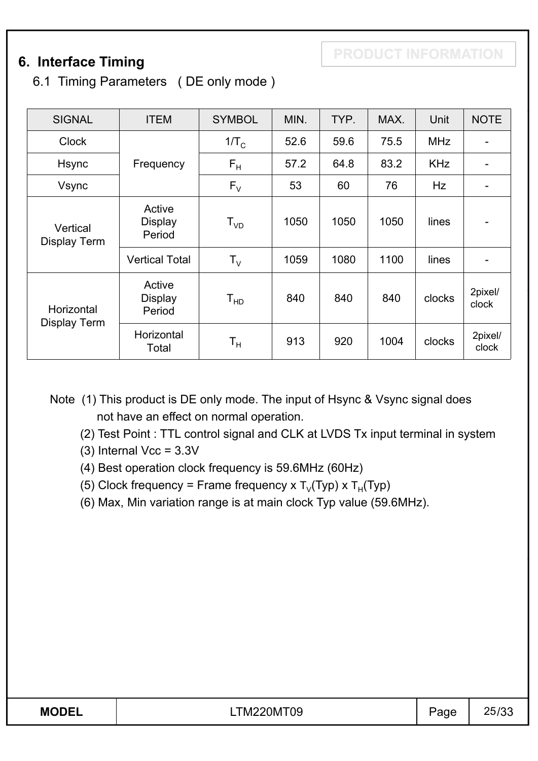## 6. Interface Timing

### 6.1 Timing Parameters ( DE only mode )

| SIGNAL | ITEM | SYMBOL | MIN. | TYP. | MAX. | Unit | NOTE |
|---|---|---|---|---|---|---|---|
| Clock | Frequency | $1/T_C$ | 52.6 | 59.6 | 75.5 | MHz | - |
| Hsync | | $F_H$ | 57.2 | 64.8 | 83.2 | KHz | - |
| Vsync | | $F_V$ | 53 | 60 | 76 | Hz | - |
| Vertical Display Term | Active Display Period | $T_{VD}$ | 1050 | 1050 | 1050 | lines | - |
| | Vertical Total | $T_V$ | 1059 | 1080 | 1100 | lines | - |
| Horizontal Display Term | Active Display Period | $T_{HD}$ | 840 | 840 | 840 | clocks | 2pixel/clock |
| | Horizontal Total | $T_H$ | 913 | 920 | 1004 | clocks | 2pixel/clock |

Note (1) This product is DE only mode. The input of Hsync & Vsync signal does not have an effect on normal operation.

(2) Test Point : TTL control signal and CLK at LVDS Tx input terminal in system

(3) Internal Vcc = 3.3V

(4) Best operation clock frequency is 59.6MHz (60Hz)

(5) Clock frequency = Frame frequency x $T_V$(Typ) x $T_H$(Typ)

(6) Max, Min variation range is at main clock Typ value (59.6MHz).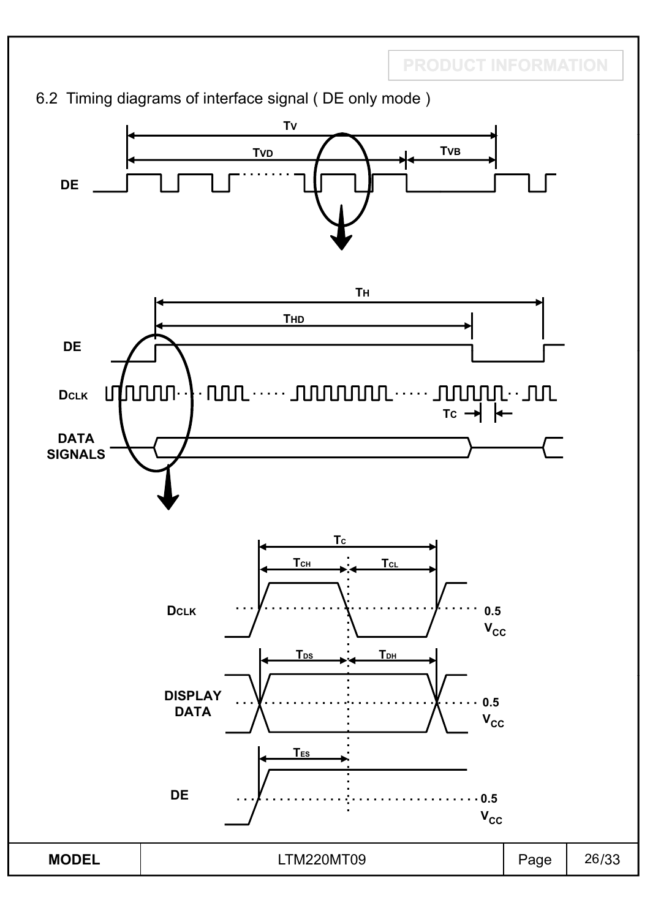## 6.2 Timing diagrams of interface signal ( DE only mode )

DE

$T_V$

$T_{VD}$

$T_{VB}$

$T_H$

$T_{HD}$

DE

$D_{CLK}$

$T_C$

DATA SIGNALS

$T_C$

$T_{CH}$

$T_{CL}$

$D_{CLK}$

0.5 $V_{CC}$

$T_{DS}$

$T_{DH}$

DISPLAY DATA

0.5 $V_{CC}$

$T_{ES}$

DE

0.5 $V_{CC}$

| MODEL | LTM220MT09 |
|---|---|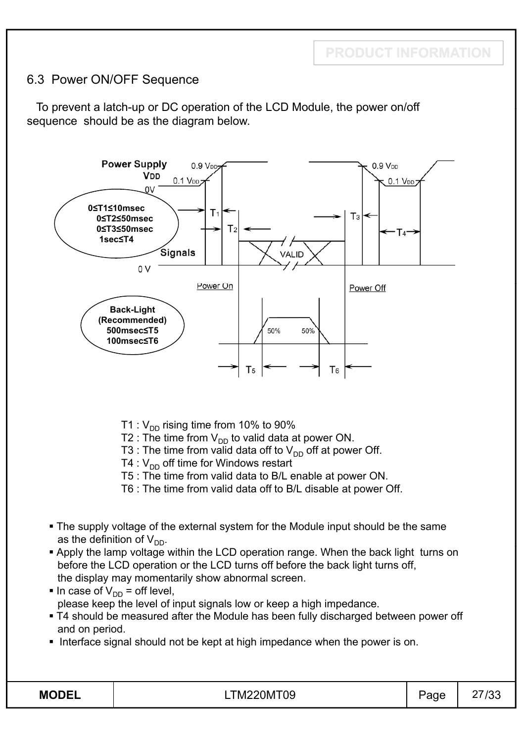## 6.3 Power ON/OFF Sequence

To prevent a latch-up or DC operation of the LCD Module, the power on/off sequence should be as the diagram below.

Power Supply $V_{DD}$: $0.9\,V_{DD}$, $0.1\,V_{DD}$, 0V

- $0 \le T1 \le 10$msec
- $0 \le T2 \le 50$msec
- $0 \le T3 \le 50$msec
- $1\text{sec} \le T4$

Signals: 0 V, VALID, Power On, Power Off

Back-Light (Recommended):

- $500\text{msec} \le T5$
- $100\text{msec} \le T6$

T1 : $V_{DD}$ rising time from 10% to 90%
T2 : The time from $V_{DD}$ to valid data at power ON.
T3 : The time from valid data off to $V_{DD}$ off at power Off.
T4 : $V_{DD}$ off time for Windows restart
T5 : The time from valid data to B/L enable at power ON.
T6 : The time from valid data off to B/L disable at power Off.

- The supply voltage of the external system for the Module input should be the same as the definition of $V_{DD}$.
- Apply the lamp voltage within the LCD operation range. When the back light turns on before the LCD operation or the LCD turns off before the back light turns off, the display may momentarily show abnormal screen.
- In case of $V_{DD}$ = off level, please keep the level of input signals low or keep a high impedance.
- T4 should be measured after the Module has been fully discharged between power off and on period.
- Interface signal should not be kept at high impedance when the power is on.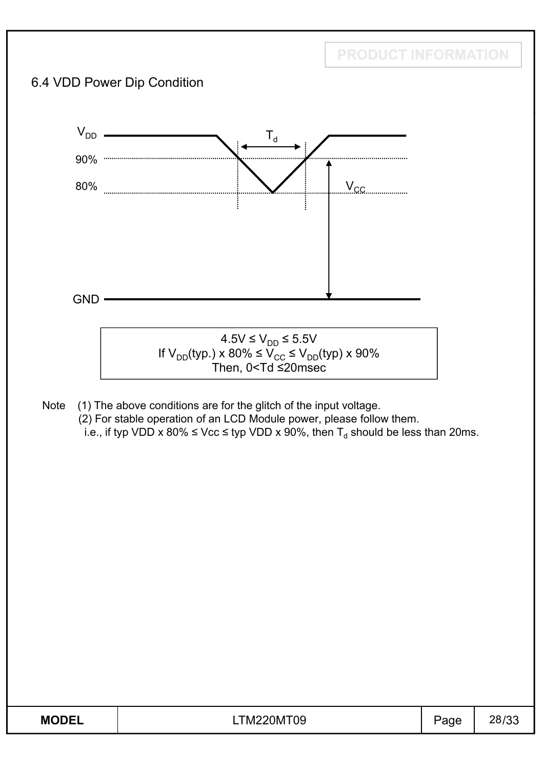## 6.4 VDD Power Dip Condition

$V_{DD}$

90%

80%

$T_d$

$V_{CC}$

GND

| $4.5V \le V_{DD} \le 5.5V$<br>If $V_{DD}$(typ.) x 80% $\le V_{CC} \le V_{DD}$(typ) x 90%<br>Then, $0 < Td \le 20$msec |
|---|

Note (1) The above conditions are for the glitch of the input voltage.

(2) For stable operation of an LCD Module power, please follow them.
i.e., if typ VDD x 80% ≤ Vcc ≤ typ VDD x 90%, then $T_d$ should be less than 20ms.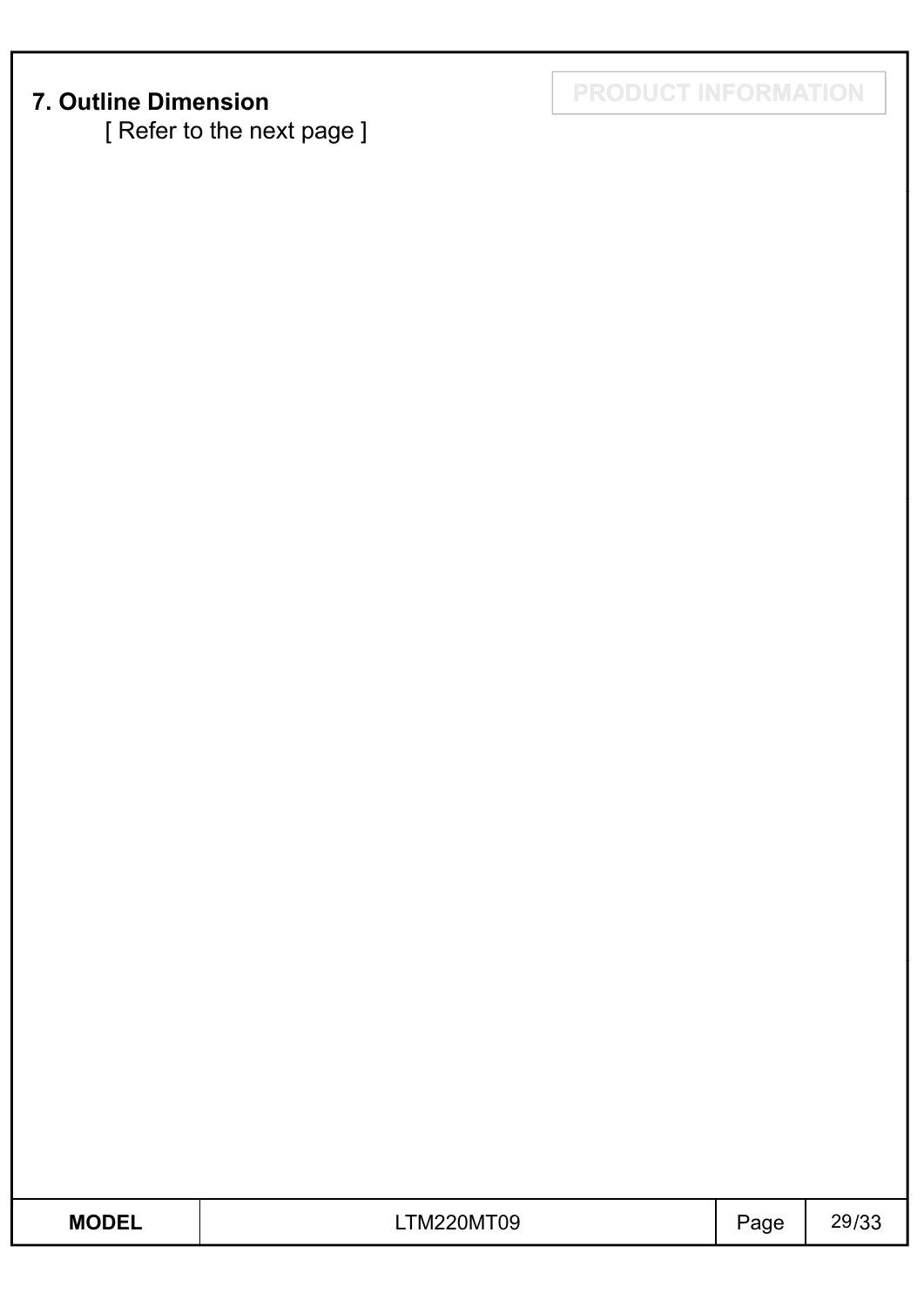## 7. Outline Dimension

[ Refer to the next page ]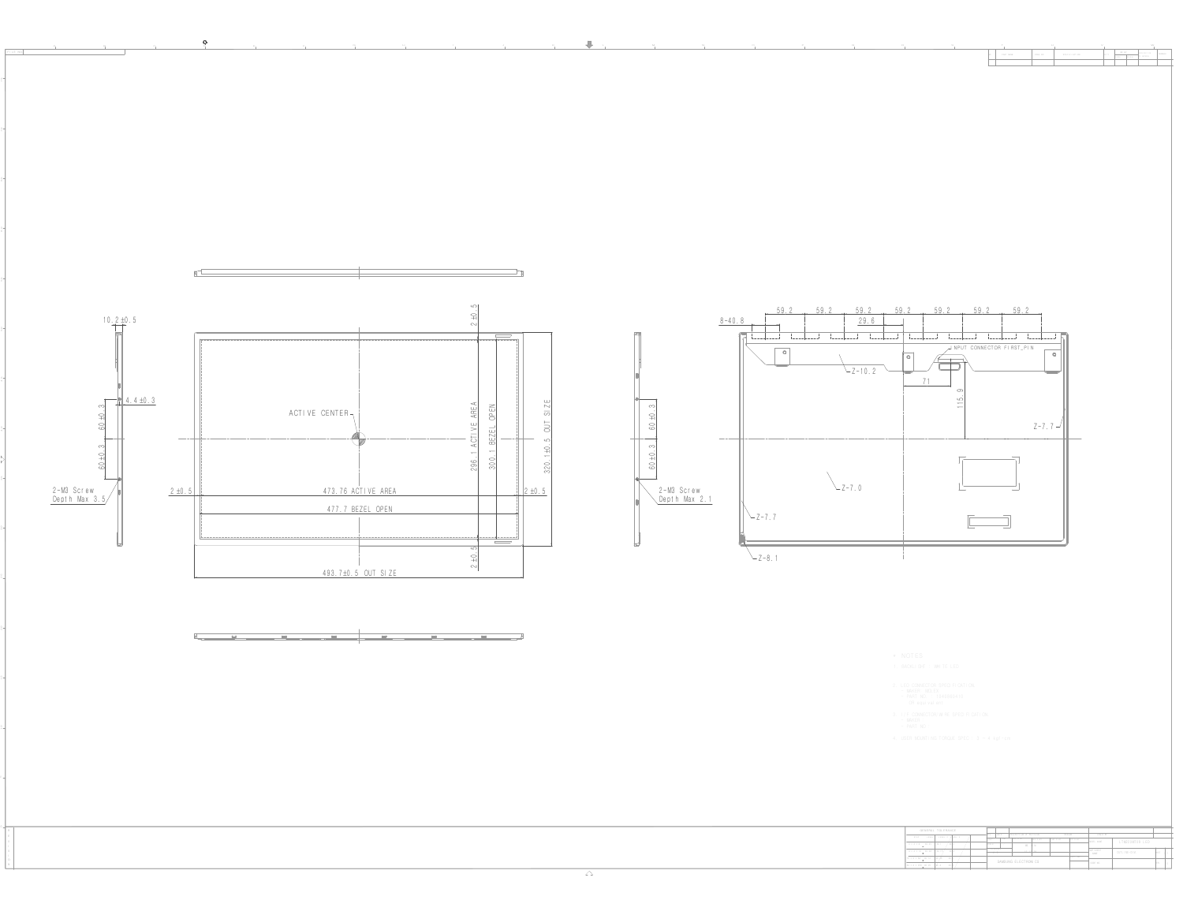10.2±0.5

4.4±0.3

60±0.3

60±0.3

2-M3 Screw
Depth Max 3.5

2±0.5

ACTIVE CENTER

296.1 ACTIVE AREA

300.1 BEZEL OPEN

320.1±0.5 OUT SIZE

2±0.5

473.76 ACTIVE AREA

2±0.5

477.7 BEZEL OPEN

2±0.5

493.7±0.5 OUT SIZE

60±0.3

60±0.3

2-M3 Screw
Depth Max 2.1

8-40.8

59.2 | 59.2 | 59.2 | 59.2 | 59.2 | 59.2 | 59.2

29.6

INPUT CONNECTOR FIRST_PIN

Z-10.2

71

115.9

Z-7.7

Z-7.0

Z-7.7

Z-8.1

SAMSUNG ELECTRONICS CO.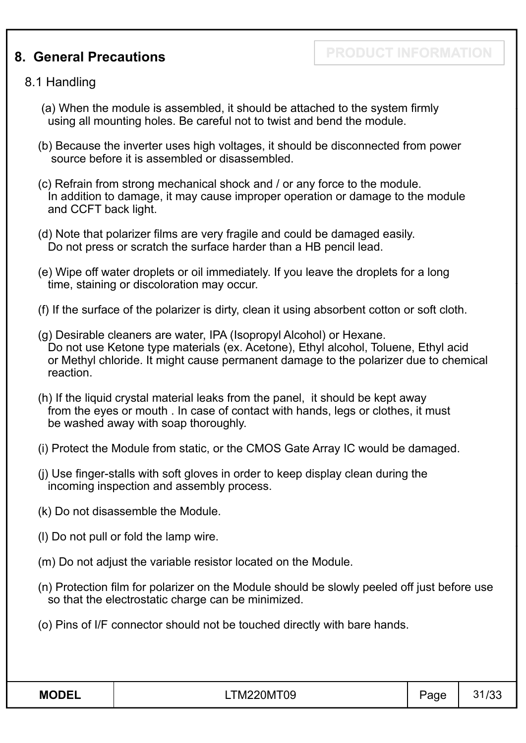## 8. General Precautions

PRODUCT INFORMATION

### 8.1 Handling

(a) When the module is assembled, it should be attached to the system firmly using all mounting holes. Be careful not to twist and bend the module.

(b) Because the inverter uses high voltages, it should be disconnected from power source before it is assembled or disassembled.

(c) Refrain from strong mechanical shock and / or any force to the module. In addition to damage, it may cause improper operation or damage to the module and CCFT back light.

(d) Note that polarizer films are very fragile and could be damaged easily. Do not press or scratch the surface harder than a HB pencil lead.

(e) Wipe off water droplets or oil immediately. If you leave the droplets for a long time, staining or discoloration may occur.

(f) If the surface of the polarizer is dirty, clean it using absorbent cotton or soft cloth.

(g) Desirable cleaners are water, IPA (Isopropyl Alcohol) or Hexane. Do not use Ketone type materials (ex. Acetone), Ethyl alcohol, Toluene, Ethyl acid or Methyl chloride. It might cause permanent damage to the polarizer due to chemical reaction.

(h) If the liquid crystal material leaks from the panel, it should be kept away from the eyes or mouth . In case of contact with hands, legs or clothes, it must be washed away with soap thoroughly.

(i) Protect the Module from static, or the CMOS Gate Array IC would be damaged.

(j) Use finger-stalls with soft gloves in order to keep display clean during the incoming inspection and assembly process.

(k) Do not disassemble the Module.

(l) Do not pull or fold the lamp wire.

(m) Do not adjust the variable resistor located on the Module.

(n) Protection film for polarizer on the Module should be slowly peeled off just before use so that the electrostatic charge can be minimized.

(o) Pins of I/F connector should not be touched directly with bare hands.

| MODEL | LTM220MT09 | Page | 31/33 |
|---|---|---|---|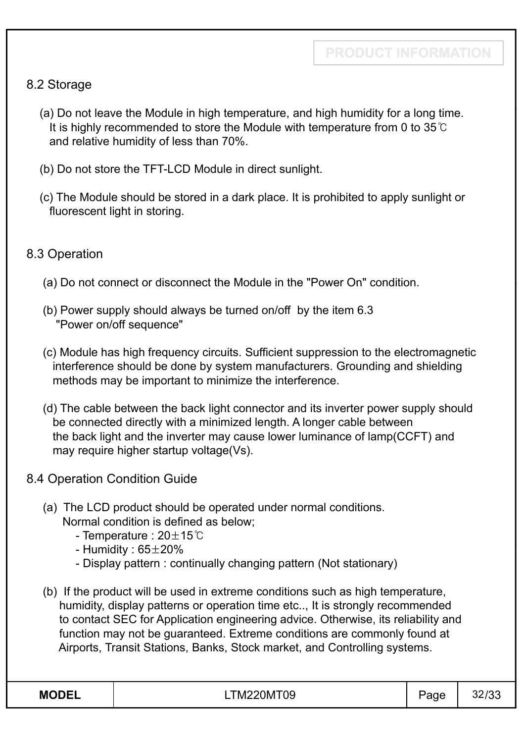## 8.2 Storage

(a) Do not leave the Module in high temperature, and high humidity for a long time.
It is highly recommended to store the Module with temperature from 0 to 35℃
and relative humidity of less than 70%.

(b) Do not store the TFT-LCD Module in direct sunlight.

(c) The Module should be stored in a dark place. It is prohibited to apply sunlight or
fluorescent light in storing.

## 8.3 Operation

(a) Do not connect or disconnect the Module in the "Power On" condition.

(b) Power supply should always be turned on/off by the item 6.3
"Power on/off sequence"

(c) Module has high frequency circuits. Sufficient suppression to the electromagnetic
interference should be done by system manufacturers. Grounding and shielding
methods may be important to minimize the interference.

(d) The cable between the back light connector and its inverter power supply should
be connected directly with a minimized length. A longer cable between
the back light and the inverter may cause lower luminance of lamp(CCFT) and
may require higher startup voltage(Vs).

## 8.4 Operation Condition Guide

(a) The LCD product should be operated under normal conditions.
Normal condition is defined as below;
- Temperature : 20±15℃
- Humidity : 65±20%
- Display pattern : continually changing pattern (Not stationary)

(b) If the product will be used in extreme conditions such as high temperature,
humidity, display patterns or operation time etc.., It is strongly recommended
to contact SEC for Application engineering advice. Otherwise, its reliability and
function may not be guaranteed. Extreme conditions are commonly found at
Airports, Transit Stations, Banks, Stock market, and Controlling systems.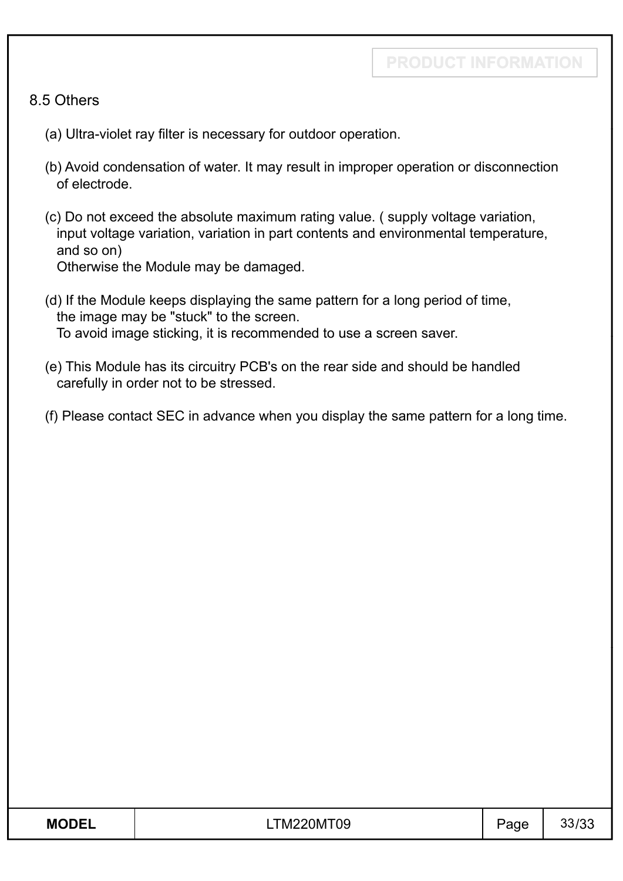## 8.5 Others

(a) Ultra-violet ray filter is necessary for outdoor operation.

(b) Avoid condensation of water. It may result in improper operation or disconnection of electrode.

(c) Do not exceed the absolute maximum rating value. ( supply voltage variation, input voltage variation, variation in part contents and environmental temperature, and so on)
Otherwise the Module may be damaged.

(d) If the Module keeps displaying the same pattern for a long period of time, the image may be "stuck" to the screen.
To avoid image sticking, it is recommended to use a screen saver.

(e) This Module has its circuitry PCB's on the rear side and should be handled carefully in order not to be stressed.

(f) Please contact SEC in advance when you display the same pattern for a long time.